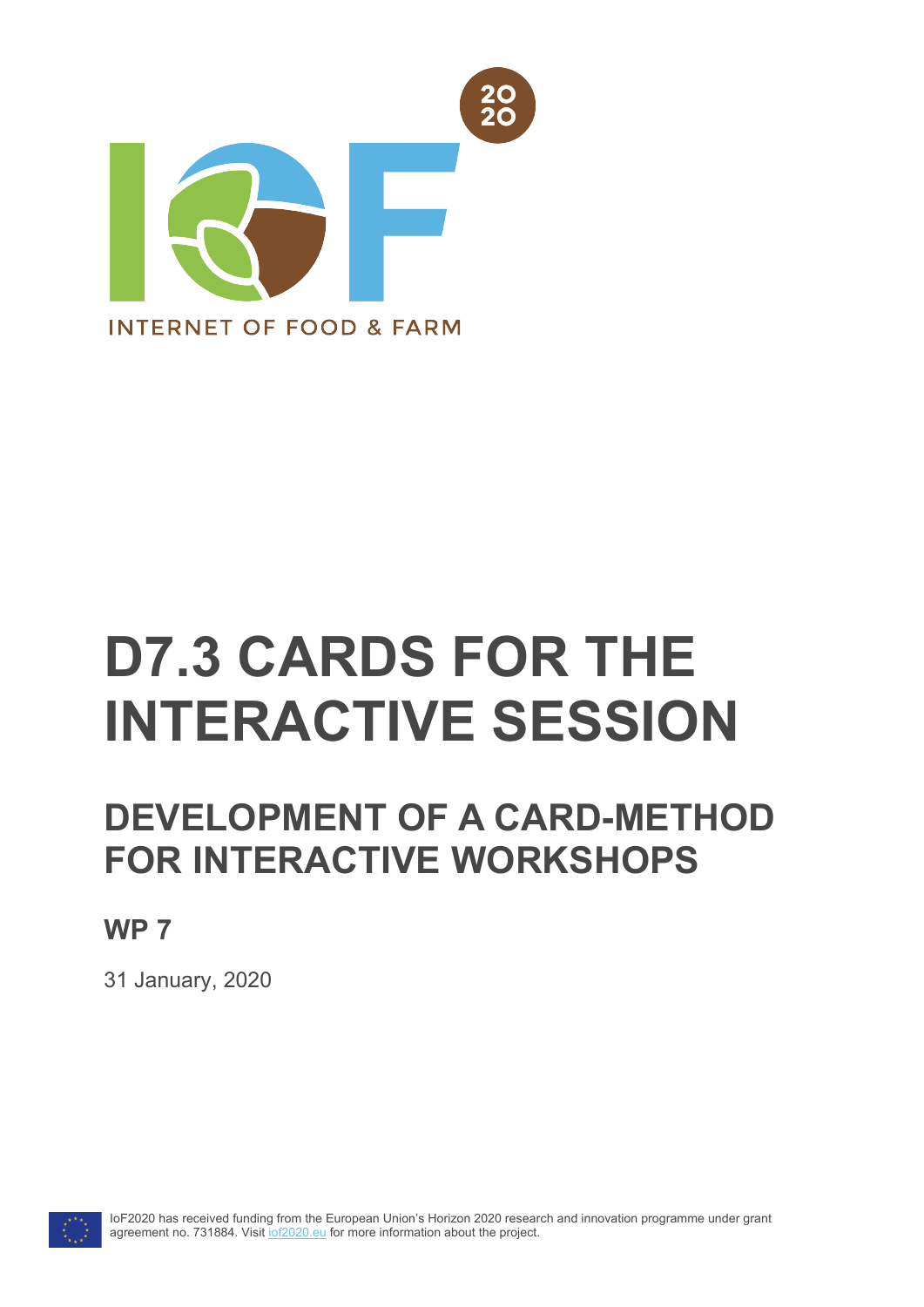INTERNET OF FOOD & FARM

# D7.3 CARDS FOR THE INTERACTIVE SESSION

## DEVELOPMENT OF A CARD-METHOD FOR INTERACTIVE WORKSHOPS

### WP 7

31 January, 2020

IoF2020 has received funding from the European Union's Horizon 2020 research and innovation programme under grant agreement no. 731884. Visit iof2020.eu for more information about the project.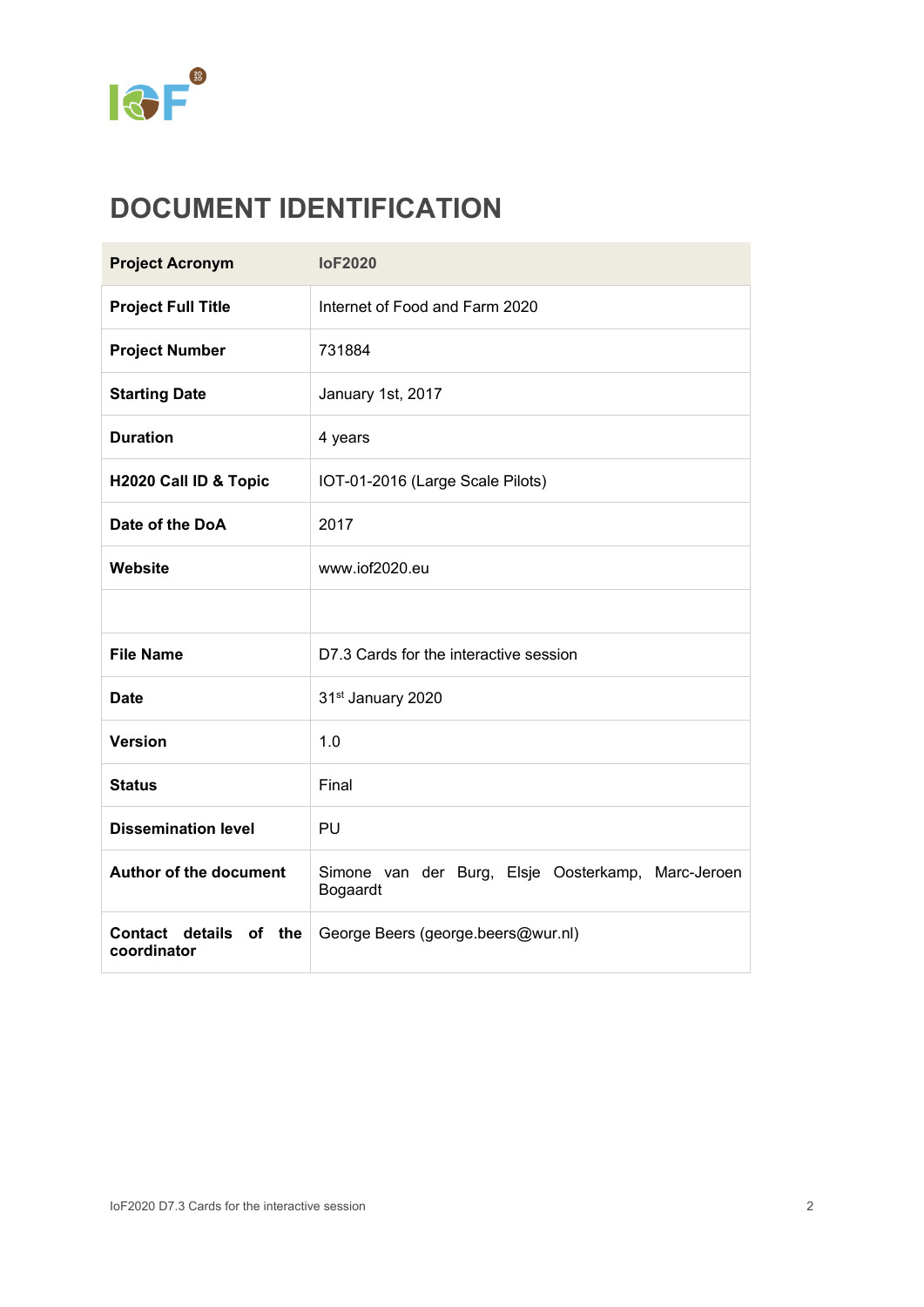# DOCUMENT IDENTIFICATION

| **Project Acronym** | **IoF2020** |
|---|---|
| **Project Full Title** | Internet of Food and Farm 2020 |
| **Project Number** | 731884 |
| **Starting Date** | January 1st, 2017 |
| **Duration** | 4 years |
| **H2020 Call ID & Topic** | IOT-01-2016 (Large Scale Pilots) |
| **Date of the DoA** | 2017 |
| **Website** | www.iof2020.eu |
| | |
| **File Name** | D7.3 Cards for the interactive session |
| **Date** | 31st January 2020 |
| **Version** | 1.0 |
| **Status** | Final |
| **Dissemination level** | PU |
| **Author of the document** | Simone van der Burg, Elsje Oosterkamp, Marc-Jeroen Bogaardt |
| **Contact details of the coordinator** | George Beers (george.beers@wur.nl) |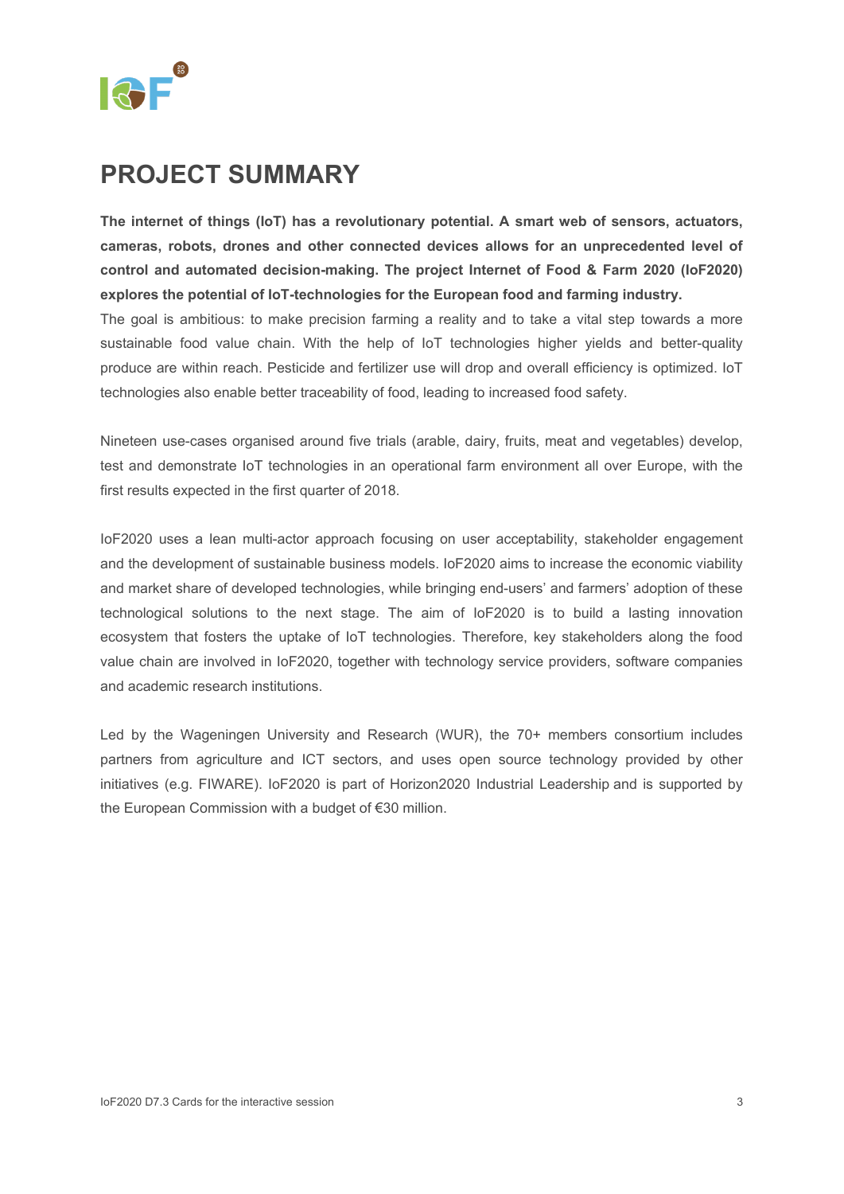# PROJECT SUMMARY

**The internet of things (IoT) has a revolutionary potential. A smart web of sensors, actuators, cameras, robots, drones and other connected devices allows for an unprecedented level of control and automated decision-making. The project Internet of Food & Farm 2020 (IoF2020) explores the potential of IoT-technologies for the European food and farming industry.**

The goal is ambitious: to make precision farming a reality and to take a vital step towards a more sustainable food value chain. With the help of IoT technologies higher yields and better-quality produce are within reach. Pesticide and fertilizer use will drop and overall efficiency is optimized. IoT technologies also enable better traceability of food, leading to increased food safety.

Nineteen use-cases organised around five trials (arable, dairy, fruits, meat and vegetables) develop, test and demonstrate IoT technologies in an operational farm environment all over Europe, with the first results expected in the first quarter of 2018.

IoF2020 uses a lean multi-actor approach focusing on user acceptability, stakeholder engagement and the development of sustainable business models. IoF2020 aims to increase the economic viability and market share of developed technologies, while bringing end-users' and farmers' adoption of these technological solutions to the next stage. The aim of IoF2020 is to build a lasting innovation ecosystem that fosters the uptake of IoT technologies. Therefore, key stakeholders along the food value chain are involved in IoF2020, together with technology service providers, software companies and academic research institutions.

Led by the Wageningen University and Research (WUR), the 70+ members consortium includes partners from agriculture and ICT sectors, and uses open source technology provided by other initiatives (e.g. FIWARE). IoF2020 is part of Horizon2020 Industrial Leadership and is supported by the European Commission with a budget of €30 million.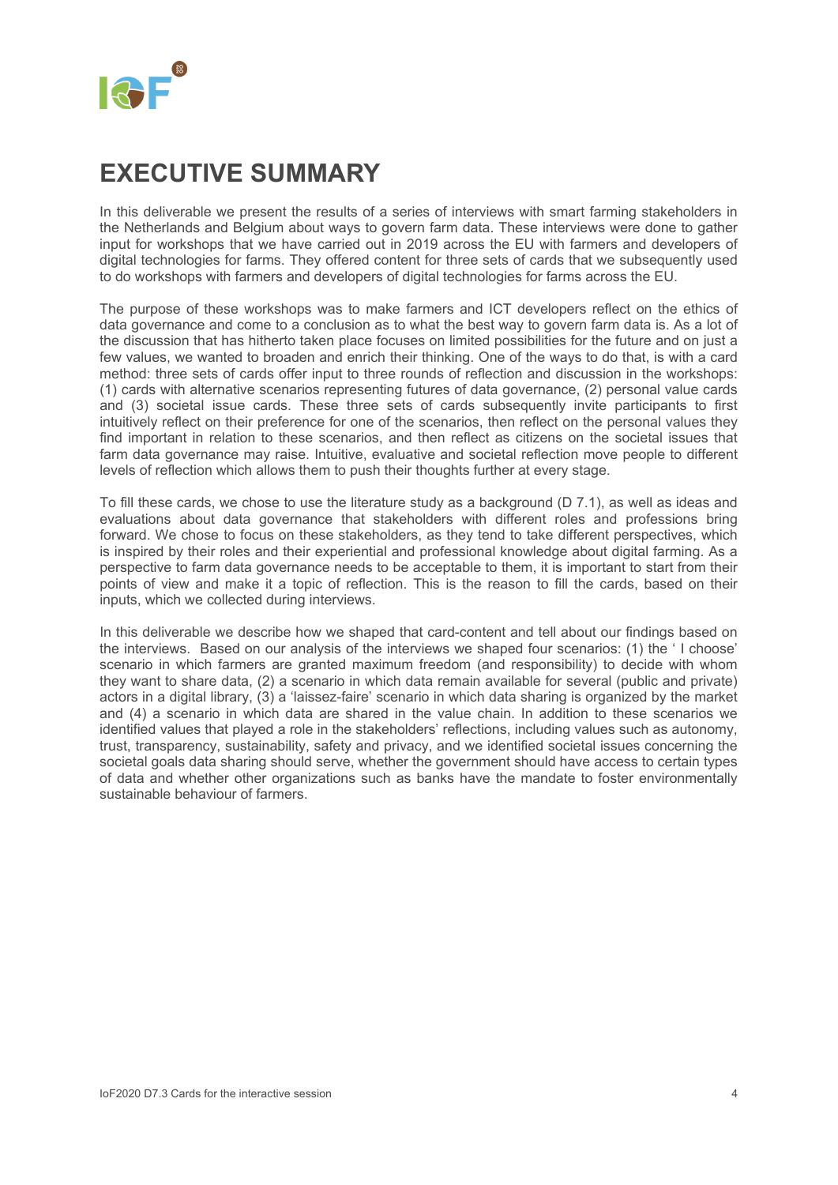# EXECUTIVE SUMMARY

In this deliverable we present the results of a series of interviews with smart farming stakeholders in the Netherlands and Belgium about ways to govern farm data. These interviews were done to gather input for workshops that we have carried out in 2019 across the EU with farmers and developers of digital technologies for farms. They offered content for three sets of cards that we subsequently used to do workshops with farmers and developers of digital technologies for farms across the EU.

The purpose of these workshops was to make farmers and ICT developers reflect on the ethics of data governance and come to a conclusion as to what the best way to govern farm data is. As a lot of the discussion that has hitherto taken place focuses on limited possibilities for the future and on just a few values, we wanted to broaden and enrich their thinking. One of the ways to do that, is with a card method: three sets of cards offer input to three rounds of reflection and discussion in the workshops: (1) cards with alternative scenarios representing futures of data governance, (2) personal value cards and (3) societal issue cards. These three sets of cards subsequently invite participants to first intuitively reflect on their preference for one of the scenarios, then reflect on the personal values they find important in relation to these scenarios, and then reflect as citizens on the societal issues that farm data governance may raise. Intuitive, evaluative and societal reflection move people to different levels of reflection which allows them to push their thoughts further at every stage.

To fill these cards, we chose to use the literature study as a background (D 7.1), as well as ideas and evaluations about data governance that stakeholders with different roles and professions bring forward. We chose to focus on these stakeholders, as they tend to take different perspectives, which is inspired by their roles and their experiential and professional knowledge about digital farming. As a perspective to farm data governance needs to be acceptable to them, it is important to start from their points of view and make it a topic of reflection. This is the reason to fill the cards, based on their inputs, which we collected during interviews.

In this deliverable we describe how we shaped that card-content and tell about our findings based on the interviews. Based on our analysis of the interviews we shaped four scenarios: (1) the ' I choose' scenario in which farmers are granted maximum freedom (and responsibility) to decide with whom they want to share data, (2) a scenario in which data remain available for several (public and private) actors in a digital library, (3) a 'laissez-faire' scenario in which data sharing is organized by the market and (4) a scenario in which data are shared in the value chain. In addition to these scenarios we identified values that played a role in the stakeholders' reflections, including values such as autonomy, trust, transparency, sustainability, safety and privacy, and we identified societal issues concerning the societal goals data sharing should serve, whether the government should have access to certain types of data and whether other organizations such as banks have the mandate to foster environmentally sustainable behaviour of farmers.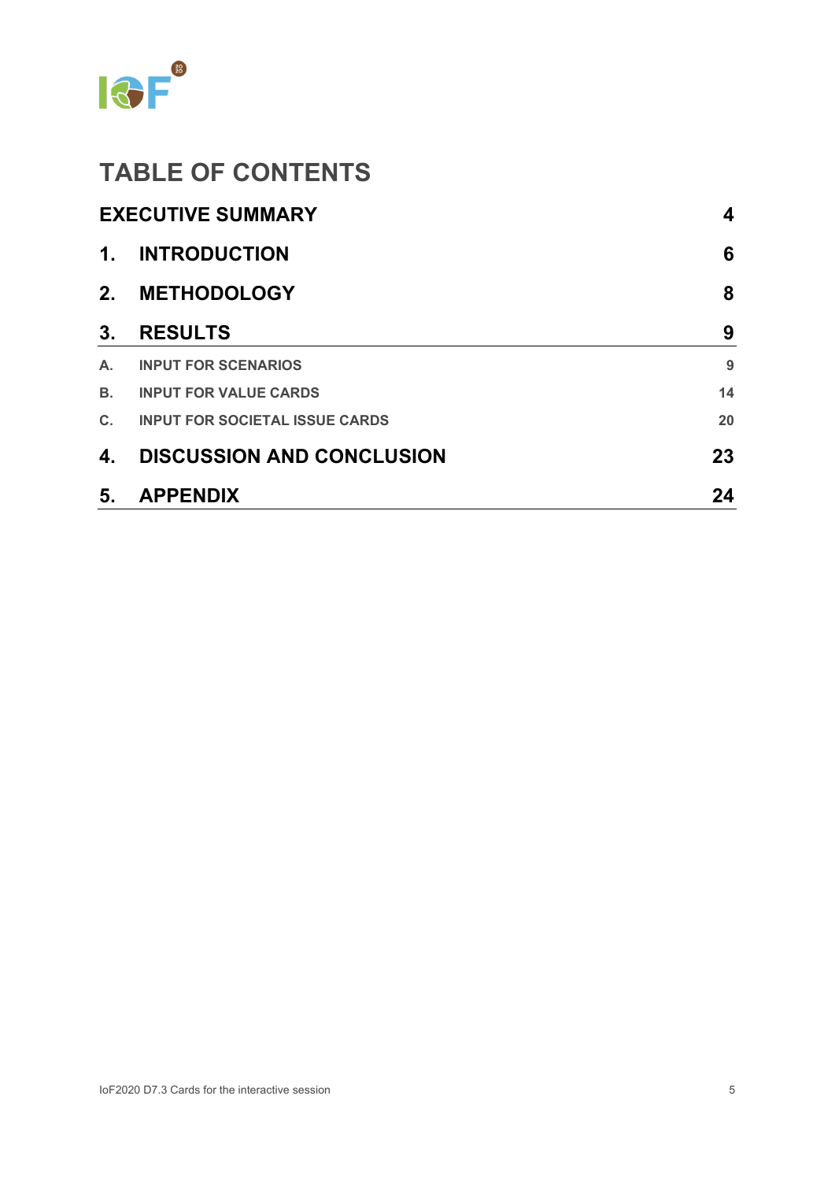# TABLE OF CONTENTS

| | | |
|---|---|---|
| **EXECUTIVE SUMMARY** | | **4** |
| **1.** | **INTRODUCTION** | **6** |
| **2.** | **METHODOLOGY** | **8** |
| **3.** | **RESULTS** | **9** |
| A. | INPUT FOR SCENARIOS | 9 |
| B. | INPUT FOR VALUE CARDS | 14 |
| C. | INPUT FOR SOCIETAL ISSUE CARDS | 20 |
| **4.** | **DISCUSSION AND CONCLUSION** | **23** |
| **5.** | **APPENDIX** | **24** |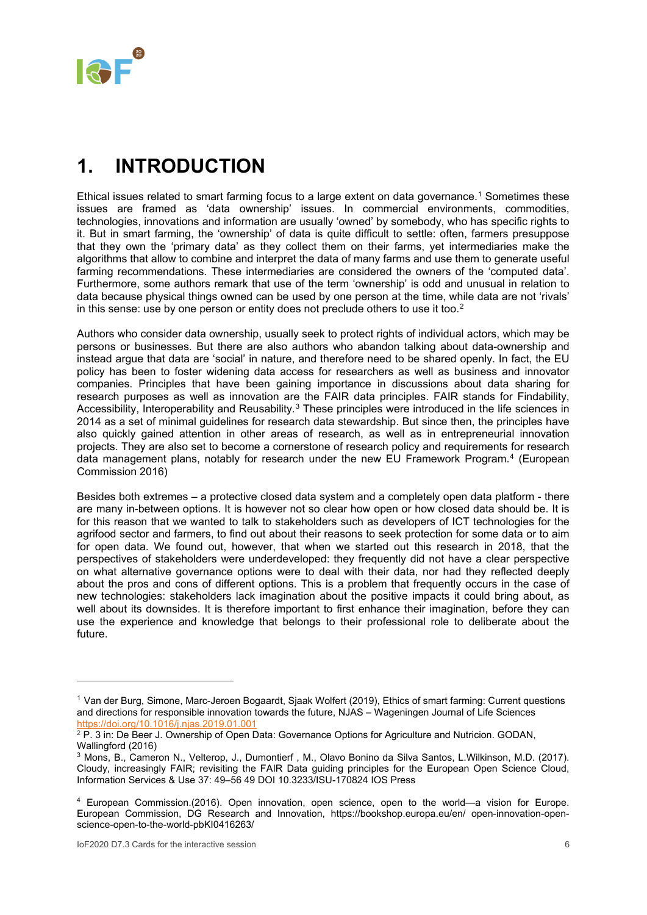# 1. INTRODUCTION

Ethical issues related to smart farming focus to a large extent on data governance.[1] Sometimes these issues are framed as 'data ownership' issues. In commercial environments, commodities, technologies, innovations and information are usually 'owned' by somebody, who has specific rights to it. But in smart farming, the 'ownership' of data is quite difficult to settle: often, farmers presuppose that they own the 'primary data' as they collect them on their farms, yet intermediaries make the algorithms that allow to combine and interpret the data of many farms and use them to generate useful farming recommendations. These intermediaries are considered the owners of the 'computed data'. Furthermore, some authors remark that use of the term 'ownership' is odd and unusual in relation to data because physical things owned can be used by one person at the time, while data are not 'rivals' in this sense: use by one person or entity does not preclude others to use it too.[2]

Authors who consider data ownership, usually seek to protect rights of individual actors, which may be persons or businesses. But there are also authors who abandon talking about data-ownership and instead argue that data are 'social' in nature, and therefore need to be shared openly. In fact, the EU policy has been to foster widening data access for researchers as well as business and innovator companies. Principles that have been gaining importance in discussions about data sharing for research purposes as well as innovation are the FAIR data principles. FAIR stands for Findability, Accessibility, Interoperability and Reusability.[3] These principles were introduced in the life sciences in 2014 as a set of minimal guidelines for research data stewardship. But since then, the principles have also quickly gained attention in other areas of research, as well as in entrepreneurial innovation projects. They are also set to become a cornerstone of research policy and requirements for research data management plans, notably for research under the new EU Framework Program.[4] (European Commission 2016)

Besides both extremes – a protective closed data system and a completely open data platform - there are many in-between options. It is however not so clear how open or how closed data should be. It is for this reason that we wanted to talk to stakeholders such as developers of ICT technologies for the agrifood sector and farmers, to find out about their reasons to seek protection for some data or to aim for open data. We found out, however, that when we started out this research in 2018, that the perspectives of stakeholders were underdeveloped: they frequently did not have a clear perspective on what alternative governance options were to deal with their data, nor had they reflected deeply about the pros and cons of different options. This is a problem that frequently occurs in the case of new technologies: stakeholders lack imagination about the positive impacts it could bring about, as well about its downsides. It is therefore important to first enhance their imagination, before they can use the experience and knowledge that belongs to their professional role to deliberate about the future.

---

[1] Van der Burg, Simone, Marc-Jeroen Bogaardt, Sjaak Wolfert (2019), Ethics of smart farming: Current questions and directions for responsible innovation towards the future, NJAS – Wageningen Journal of Life Sciences https://doi.org/10.1016/j.njas.2019.01.001

[2] P. 3 in: De Beer J. Ownership of Open Data: Governance Options for Agriculture and Nutricion. GODAN, Wallingford (2016)

[3] Mons, B., Cameron N., Velterop, J., Dumontierf , M., Olavo Bonino da Silva Santos, L.Wilkinson, M.D. (2017). Cloudy, increasingly FAIR; revisiting the FAIR Data guiding principles for the European Open Science Cloud, Information Services & Use 37: 49–56 49 DOI 10.3233/ISU-170824 IOS Press

[4] European Commission.(2016). Open innovation, open science, open to the world—a vision for Europe. European Commission, DG Research and Innovation, https://bookshop.europa.eu/en/ open-innovation-open-science-open-to-the-world-pbKI0416263/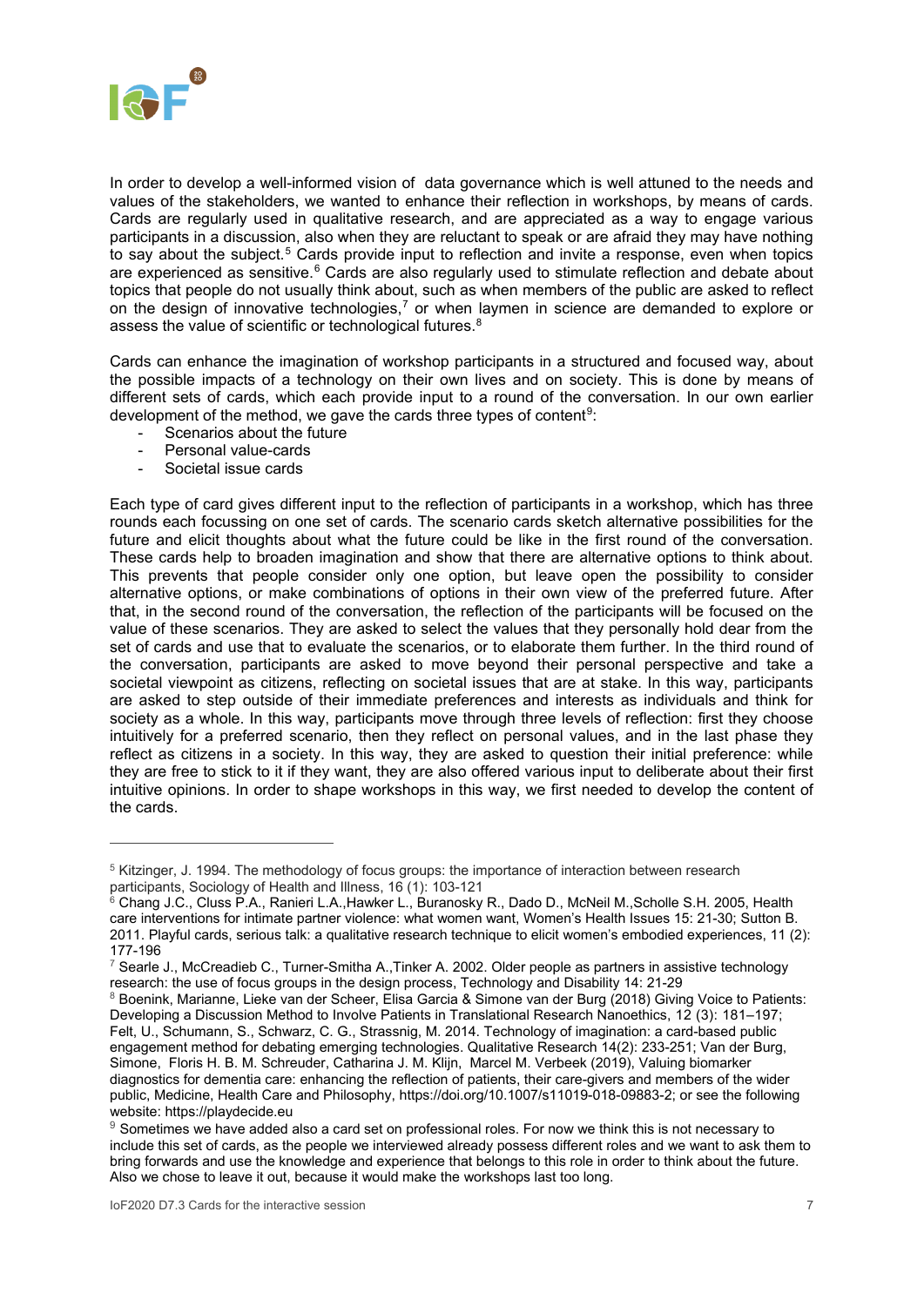In order to develop a well-informed vision of data governance which is well attuned to the needs and values of the stakeholders, we wanted to enhance their reflection in workshops, by means of cards. Cards are regularly used in qualitative research, and are appreciated as a way to engage various participants in a discussion, also when they are reluctant to speak or are afraid they may have nothing to say about the subject.[5] Cards provide input to reflection and invite a response, even when topics are experienced as sensitive.[6] Cards are also regularly used to stimulate reflection and debate about topics that people do not usually think about, such as when members of the public are asked to reflect on the design of innovative technologies,[7] or when laymen in science are demanded to explore or assess the value of scientific or technological futures.[8]

Cards can enhance the imagination of workshop participants in a structured and focused way, about the possible impacts of a technology on their own lives and on society. This is done by means of different sets of cards, which each provide input to a round of the conversation. In our own earlier development of the method, we gave the cards three types of content[9]:

- Scenarios about the future
- Personal value-cards
- Societal issue cards

Each type of card gives different input to the reflection of participants in a workshop, which has three rounds each focussing on one set of cards. The scenario cards sketch alternative possibilities for the future and elicit thoughts about what the future could be like in the first round of the conversation. These cards help to broaden imagination and show that there are alternative options to think about. This prevents that people consider only one option, but leave open the possibility to consider alternative options, or make combinations of options in their own view of the preferred future. After that, in the second round of the conversation, the reflection of the participants will be focused on the value of these scenarios. They are asked to select the values that they personally hold dear from the set of cards and use that to evaluate the scenarios, or to elaborate them further. In the third round of the conversation, participants are asked to move beyond their personal perspective and take a societal viewpoint as citizens, reflecting on societal issues that are at stake. In this way, participants are asked to step outside of their immediate preferences and interests as individuals and think for society as a whole. In this way, participants move through three levels of reflection: first they choose intuitively for a preferred scenario, then they reflect on personal values, and in the last phase they reflect as citizens in a society. In this way, they are asked to question their initial preference: while they are free to stick to it if they want, they are also offered various input to deliberate about their first intuitive opinions. In order to shape workshops in this way, we first needed to develop the content of the cards.

---

[5] Kitzinger, J. 1994. The methodology of focus groups: the importance of interaction between research participants, Sociology of Health and Illness, 16 (1): 103-121

[6] Chang J.C., Cluss P.A., Ranieri L.A.,Hawker L., Buranosky R., Dado D., McNeil M.,Scholle S.H. 2005, Health care interventions for intimate partner violence: what women want, Women's Health Issues 15: 21-30; Sutton B. 2011. Playful cards, serious talk: a qualitative research technique to elicit women's embodied experiences, 11 (2): 177-196

[7] Searle J., McCreadieb C., Turner-Smitha A.,Tinker A. 2002. Older people as partners in assistive technology research: the use of focus groups in the design process, Technology and Disability 14: 21-29

[8] Boenink, Marianne, Lieke van der Scheer, Elisa Garcia & Simone van der Burg (2018) Giving Voice to Patients: Developing a Discussion Method to Involve Patients in Translational Research Nanoethics, 12 (3): 181–197; Felt, U., Schumann, S., Schwarz, C. G., Strassnig, M. 2014. Technology of imagination: a card-based public engagement method for debating emerging technologies. Qualitative Research 14(2): 233-251; Van der Burg, Simone, Floris H. B. M. Schreuder, Catharina J. M. Klijn, Marcel M. Verbeek (2019), Valuing biomarker diagnostics for dementia care: enhancing the reflection of patients, their care-givers and members of the wider public, Medicine, Health Care and Philosophy, https://doi.org/10.1007/s11019-018-09883-2; or see the following website: https://playdecide.eu

[9] Sometimes we have added also a card set on professional roles. For now we think this is not necessary to include this set of cards, as the people we interviewed already possess different roles and we want to ask them to bring forwards and use the knowledge and experience that belongs to this role in order to think about the future. Also we chose to leave it out, because it would make the workshops last too long.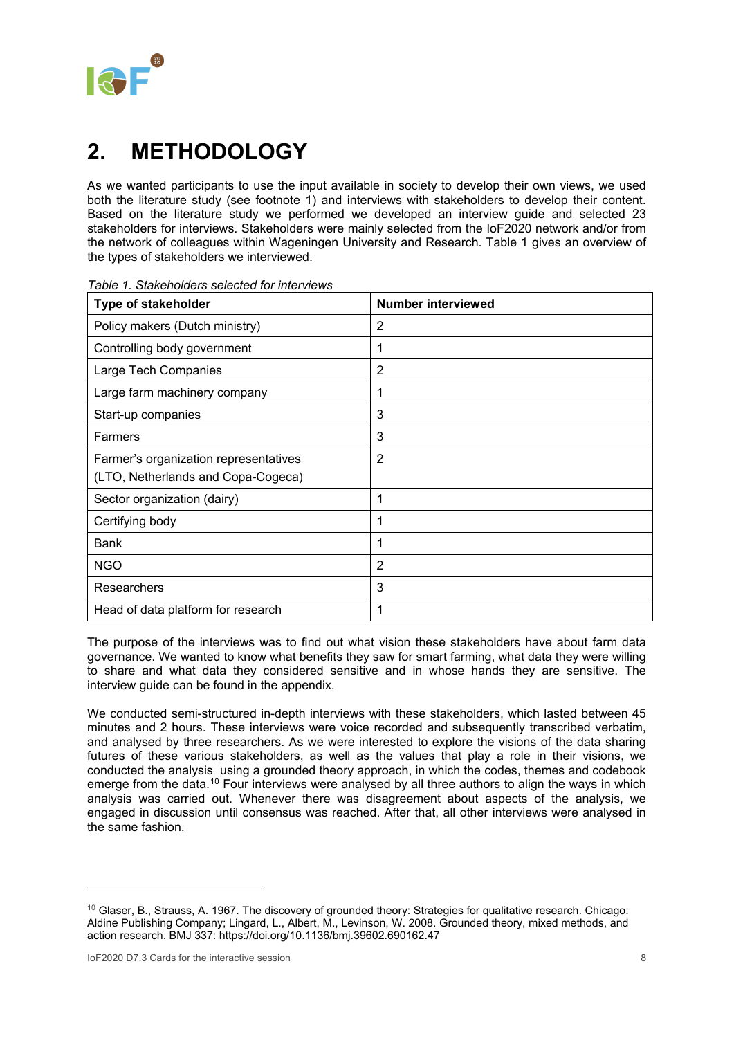# 2. METHODOLOGY

As we wanted participants to use the input available in society to develop their own views, we used both the literature study (see footnote 1) and interviews with stakeholders to develop their content. Based on the literature study we performed we developed an interview guide and selected 23 stakeholders for interviews. Stakeholders were mainly selected from the IoF2020 network and/or from the network of colleagues within Wageningen University and Research. Table 1 gives an overview of the types of stakeholders we interviewed.

*Table 1. Stakeholders selected for interviews*

| Type of stakeholder | Number interviewed |
|---|---|
| Policy makers (Dutch ministry) | 2 |
| Controlling body government | 1 |
| Large Tech Companies | 2 |
| Large farm machinery company | 1 |
| Start-up companies | 3 |
| Farmers | 3 |
| Farmer's organization representatives (LTO, Netherlands and Copa-Cogeca) | 2 |
| Sector organization (dairy) | 1 |
| Certifying body | 1 |
| Bank | 1 |
| NGO | 2 |
| Researchers | 3 |
| Head of data platform for research | 1 |

The purpose of the interviews was to find out what vision these stakeholders have about farm data governance. We wanted to know what benefits they saw for smart farming, what data they were willing to share and what data they considered sensitive and in whose hands they are sensitive. The interview guide can be found in the appendix.

We conducted semi-structured in-depth interviews with these stakeholders, which lasted between 45 minutes and 2 hours. These interviews were voice recorded and subsequently transcribed verbatim, and analysed by three researchers. As we were interested to explore the visions of the data sharing futures of these various stakeholders, as well as the values that play a role in their visions, we conducted the analysis using a grounded theory approach, in which the codes, themes and codebook emerge from the data.[10] Four interviews were analysed by all three authors to align the ways in which analysis was carried out. Whenever there was disagreement about aspects of the analysis, we engaged in discussion until consensus was reached. After that, all other interviews were analysed in the same fashion.

---

[10] Glaser, B., Strauss, A. 1967. The discovery of grounded theory: Strategies for qualitative research. Chicago: Aldine Publishing Company; Lingard, L., Albert, M., Levinson, W. 2008. Grounded theory, mixed methods, and action research. BMJ 337: https://doi.org/10.1136/bmj.39602.690162.47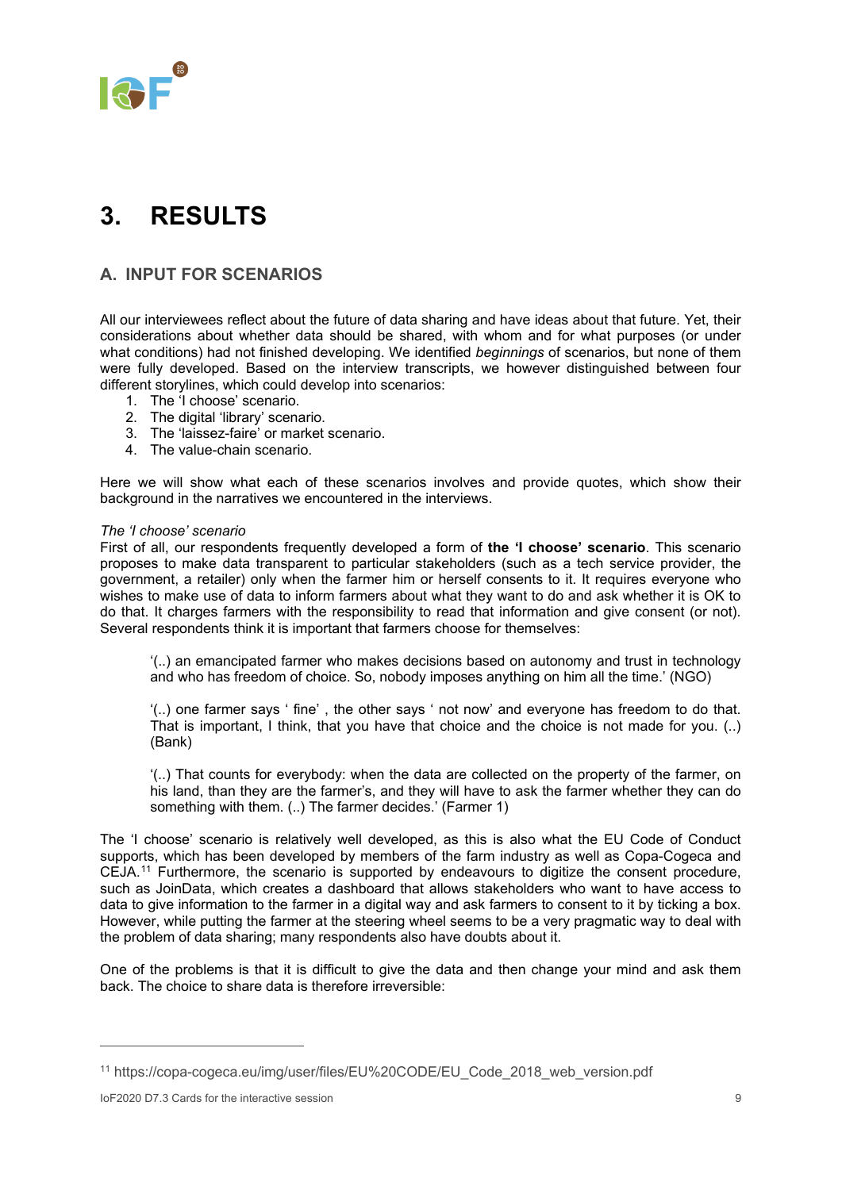# 3. RESULTS

## A. INPUT FOR SCENARIOS

All our interviewees reflect about the future of data sharing and have ideas about that future. Yet, their considerations about whether data should be shared, with whom and for what purposes (or under what conditions) had not finished developing. We identified *beginnings* of scenarios, but none of them were fully developed. Based on the interview transcripts, we however distinguished between four different storylines, which could develop into scenarios:

1. The 'I choose' scenario.
2. The digital 'library' scenario.
3. The 'laissez-faire' or market scenario.
4. The value-chain scenario.

Here we will show what each of these scenarios involves and provide quotes, which show their background in the narratives we encountered in the interviews.

*The 'I choose' scenario*

First of all, our respondents frequently developed a form of **the 'I choose' scenario**. This scenario proposes to make data transparent to particular stakeholders (such as a tech service provider, the government, a retailer) only when the farmer him or herself consents to it. It requires everyone who wishes to make use of data to inform farmers about what they want to do and ask whether it is OK to do that. It charges farmers with the responsibility to read that information and give consent (or not). Several respondents think it is important that farmers choose for themselves:

> '(..) an emancipated farmer who makes decisions based on autonomy and trust in technology and who has freedom of choice. So, nobody imposes anything on him all the time.' (NGO)

> '(..) one farmer says ' fine' , the other says ' not now' and everyone has freedom to do that. That is important, I think, that you have that choice and the choice is not made for you. (..) (Bank)

> '(..) That counts for everybody: when the data are collected on the property of the farmer, on his land, than they are the farmer's, and they will have to ask the farmer whether they can do something with them. (..) The farmer decides.' (Farmer 1)

The 'I choose' scenario is relatively well developed, as this is also what the EU Code of Conduct supports, which has been developed by members of the farm industry as well as Copa-Cogeca and CEJA.[11] Furthermore, the scenario is supported by endeavours to digitize the consent procedure, such as JoinData, which creates a dashboard that allows stakeholders who want to have access to data to give information to the farmer in a digital way and ask farmers to consent to it by ticking a box. However, while putting the farmer at the steering wheel seems to be a very pragmatic way to deal with the problem of data sharing; many respondents also have doubts about it.

One of the problems is that it is difficult to give the data and then change your mind and ask them back. The choice to share data is therefore irreversible:

[11] https://copa-cogeca.eu/img/user/files/EU%20CODE/EU_Code_2018_web_version.pdf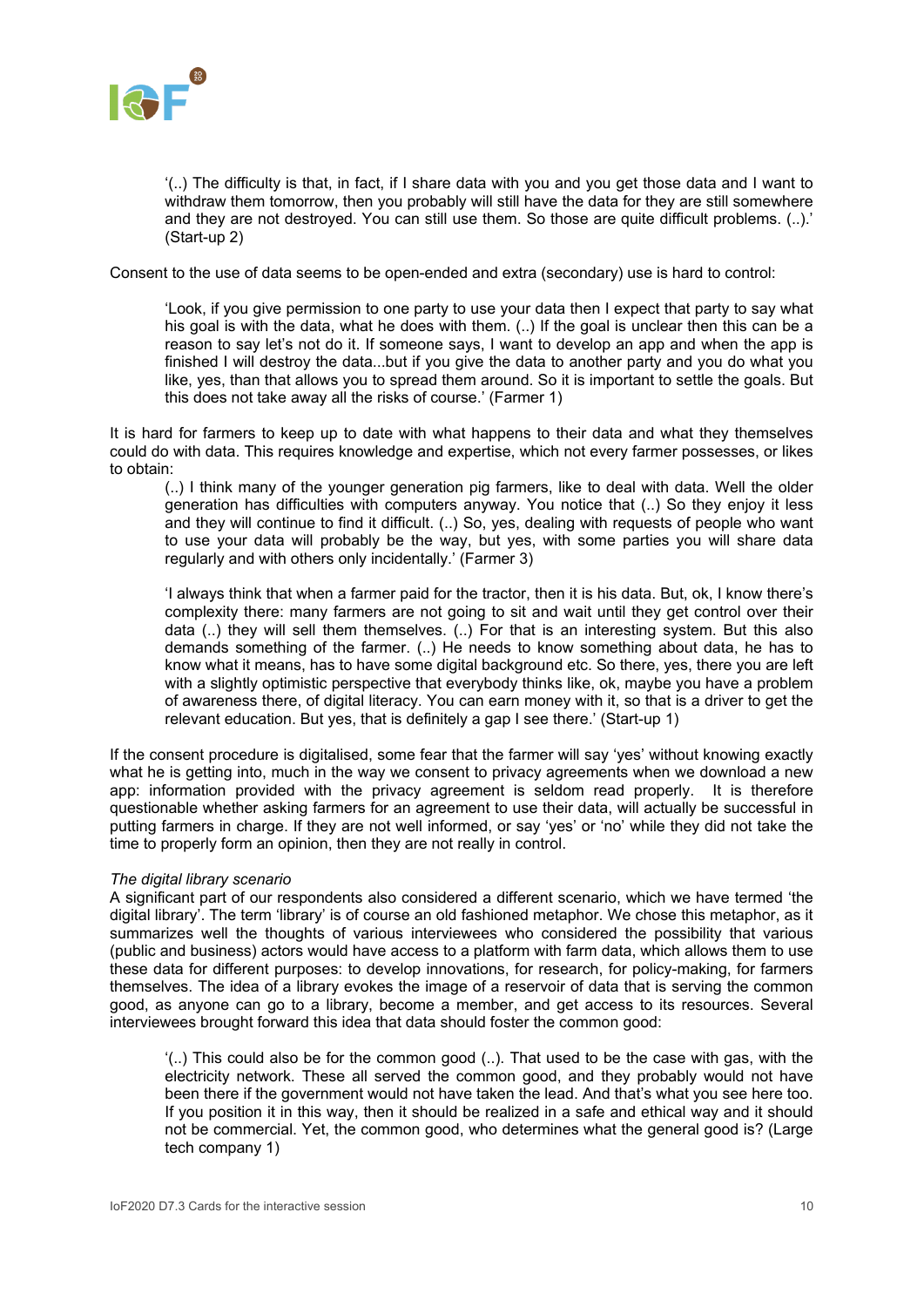> '(..) The difficulty is that, in fact, if I share data with you and you get those data and I want to withdraw them tomorrow, then you probably will still have the data for they are still somewhere and they are not destroyed. You can still use them. So those are quite difficult problems. (..).' (Start-up 2)

Consent to the use of data seems to be open-ended and extra (secondary) use is hard to control:

> 'Look, if you give permission to one party to use your data then I expect that party to say what his goal is with the data, what he does with them. (..) If the goal is unclear then this can be a reason to say let's not do it. If someone says, I want to develop an app and when the app is finished I will destroy the data...but if you give the data to another party and you do what you like, yes, than that allows you to spread them around. So it is important to settle the goals. But this does not take away all the risks of course.' (Farmer 1)

It is hard for farmers to keep up to date with what happens to their data and what they themselves could do with data. This requires knowledge and expertise, which not every farmer possesses, or likes to obtain:

> (..) I think many of the younger generation pig farmers, like to deal with data. Well the older generation has difficulties with computers anyway. You notice that (..) So they enjoy it less and they will continue to find it difficult. (..) So, yes, dealing with requests of people who want to use your data will probably be the way, but yes, with some parties you will share data regularly and with others only incidentally.' (Farmer 3)

> 'I always think that when a farmer paid for the tractor, then it is his data. But, ok, I know there's complexity there: many farmers are not going to sit and wait until they get control over their data (..) they will sell them themselves. (..) For that is an interesting system. But this also demands something of the farmer. (..) He needs to know something about data, he has to know what it means, has to have some digital background etc. So there, yes, there you are left with a slightly optimistic perspective that everybody thinks like, ok, maybe you have a problem of awareness there, of digital literacy. You can earn money with it, so that is a driver to get the relevant education. But yes, that is definitely a gap I see there.' (Start-up 1)

If the consent procedure is digitalised, some fear that the farmer will say 'yes' without knowing exactly what he is getting into, much in the way we consent to privacy agreements when we download a new app: information provided with the privacy agreement is seldom read properly. It is therefore questionable whether asking farmers for an agreement to use their data, will actually be successful in putting farmers in charge. If they are not well informed, or say 'yes' or 'no' while they did not take the time to properly form an opinion, then they are not really in control.

*The digital library scenario*

A significant part of our respondents also considered a different scenario, which we have termed 'the digital library'. The term 'library' is of course an old fashioned metaphor. We chose this metaphor, as it summarizes well the thoughts of various interviewees who considered the possibility that various (public and business) actors would have access to a platform with farm data, which allows them to use these data for different purposes: to develop innovations, for research, for policy-making, for farmers themselves. The idea of a library evokes the image of a reservoir of data that is serving the common good, as anyone can go to a library, become a member, and get access to its resources. Several interviewees brought forward this idea that data should foster the common good:

> '(..) This could also be for the common good (..). That used to be the case with gas, with the electricity network. These all served the common good, and they probably would not have been there if the government would not have taken the lead. And that's what you see here too. If you position it in this way, then it should be realized in a safe and ethical way and it should not be commercial. Yet, the common good, who determines what the general good is? (Large tech company 1)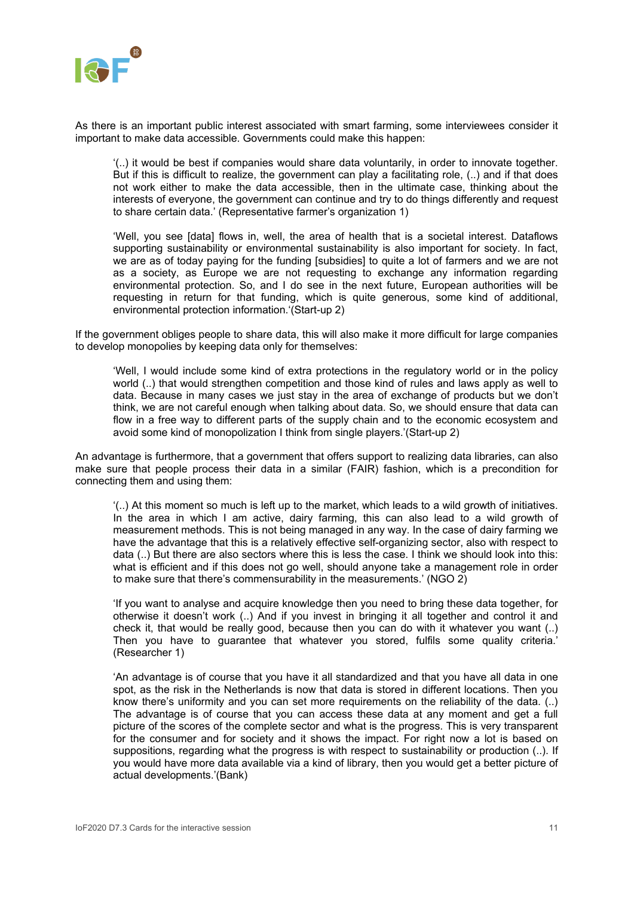As there is an important public interest associated with smart farming, some interviewees consider it important to make data accessible. Governments could make this happen:

> '(..) it would be best if companies would share data voluntarily, in order to innovate together. But if this is difficult to realize, the government can play a facilitating role, (..) and if that does not work either to make the data accessible, then in the ultimate case, thinking about the interests of everyone, the government can continue and try to do things differently and request to share certain data.' (Representative farmer's organization 1)

> 'Well, you see [data] flows in, well, the area of health that is a societal interest. Dataflows supporting sustainability or environmental sustainability is also important for society. In fact, we are as of today paying for the funding [subsidies] to quite a lot of farmers and we are not as a society, as Europe we are not requesting to exchange any information regarding environmental protection. So, and I do see in the next future, European authorities will be requesting in return for that funding, which is quite generous, some kind of additional, environmental protection information.'(Start-up 2)

If the government obliges people to share data, this will also make it more difficult for large companies to develop monopolies by keeping data only for themselves:

> 'Well, I would include some kind of extra protections in the regulatory world or in the policy world (..) that would strengthen competition and those kind of rules and laws apply as well to data. Because in many cases we just stay in the area of exchange of products but we don't think, we are not careful enough when talking about data. So, we should ensure that data can flow in a free way to different parts of the supply chain and to the economic ecosystem and avoid some kind of monopolization I think from single players.'(Start-up 2)

An advantage is furthermore, that a government that offers support to realizing data libraries, can also make sure that people process their data in a similar (FAIR) fashion, which is a precondition for connecting them and using them:

> '(..) At this moment so much is left up to the market, which leads to a wild growth of initiatives. In the area in which I am active, dairy farming, this can also lead to a wild growth of measurement methods. This is not being managed in any way. In the case of dairy farming we have the advantage that this is a relatively effective self-organizing sector, also with respect to data (..) But there are also sectors where this is less the case. I think we should look into this: what is efficient and if this does not go well, should anyone take a management role in order to make sure that there's commensurability in the measurements.' (NGO 2)

> 'If you want to analyse and acquire knowledge then you need to bring these data together, for otherwise it doesn't work (..) And if you invest in bringing it all together and control it and check it, that would be really good, because then you can do with it whatever you want (..) Then you have to guarantee that whatever you stored, fulfils some quality criteria.' (Researcher 1)

> 'An advantage is of course that you have it all standardized and that you have all data in one spot, as the risk in the Netherlands is now that data is stored in different locations. Then you know there's uniformity and you can set more requirements on the reliability of the data. (..) The advantage is of course that you can access these data at any moment and get a full picture of the scores of the complete sector and what is the progress. This is very transparent for the consumer and for society and it shows the impact. For right now a lot is based on suppositions, regarding what the progress is with respect to sustainability or production (..). If you would have more data available via a kind of library, then you would get a better picture of actual developments.'(Bank)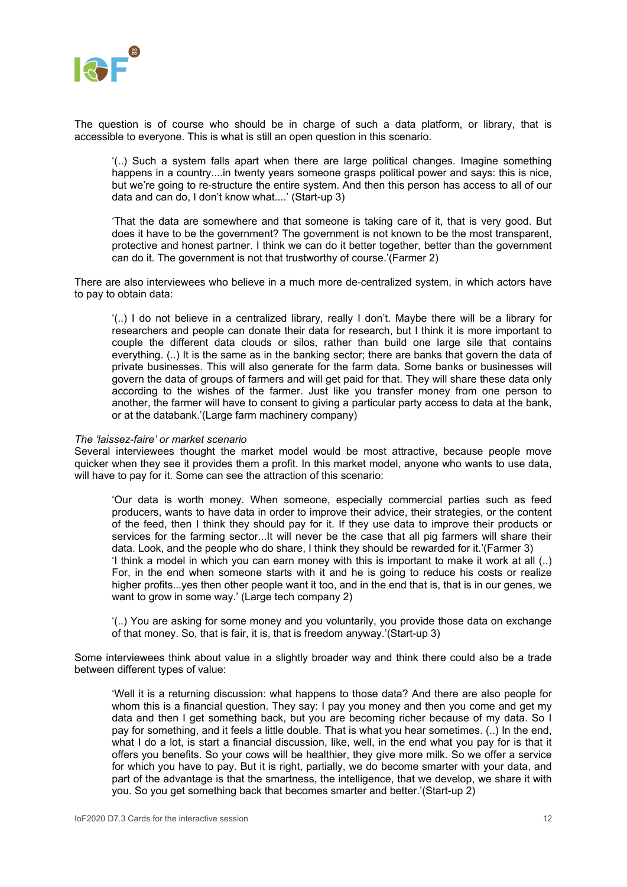The question is of course who should be in charge of such a data platform, or library, that is accessible to everyone. This is what is still an open question in this scenario.

> '(..) Such a system falls apart when there are large political changes. Imagine something happens in a country....in twenty years someone grasps political power and says: this is nice, but we're going to re-structure the entire system. And then this person has access to all of our data and can do, I don't know what....' (Start-up 3)

> 'That the data are somewhere and that someone is taking care of it, that is very good. But does it have to be the government? The government is not known to be the most transparent, protective and honest partner. I think we can do it better together, better than the government can do it. The government is not that trustworthy of course.'(Farmer 2)

There are also interviewees who believe in a much more de-centralized system, in which actors have to pay to obtain data:

> '(..) I do not believe in a centralized library, really I don't. Maybe there will be a library for researchers and people can donate their data for research, but I think it is more important to couple the different data clouds or silos, rather than build one large sile that contains everything. (..) It is the same as in the banking sector; there are banks that govern the data of private businesses. This will also generate for the farm data. Some banks or businesses will govern the data of groups of farmers and will get paid for that. They will share these data only according to the wishes of the farmer. Just like you transfer money from one person to another, the farmer will have to consent to giving a particular party access to data at the bank, or at the databank.'(Large farm machinery company)

*The 'laissez-faire' or market scenario*

Several interviewees thought the market model would be most attractive, because people move quicker when they see it provides them a profit. In this market model, anyone who wants to use data, will have to pay for it. Some can see the attraction of this scenario:

> 'Our data is worth money. When someone, especially commercial parties such as feed producers, wants to have data in order to improve their advice, their strategies, or the content of the feed, then I think they should pay for it. If they use data to improve their products or services for the farming sector...It will never be the case that all pig farmers will share their data. Look, and the people who do share, I think they should be rewarded for it.'(Farmer 3)
> 'I think a model in which you can earn money with this is important to make it work at all (..) For, in the end when someone starts with it and he is going to reduce his costs or realize higher profits...yes then other people want it too, and in the end that is, that is in our genes, we want to grow in some way.' (Large tech company 2)

> '(..) You are asking for some money and you voluntarily, you provide those data on exchange of that money. So, that is fair, it is, that is freedom anyway.'(Start-up 3)

Some interviewees think about value in a slightly broader way and think there could also be a trade between different types of value:

> 'Well it is a returning discussion: what happens to those data? And there are also people for whom this is a financial question. They say: I pay you money and then you come and get my data and then I get something back, but you are becoming richer because of my data. So I pay for something, and it feels a little double. That is what you hear sometimes. (..) In the end, what I do a lot, is start a financial discussion, like, well, in the end what you pay for is that it offers you benefits. So your cows will be healthier, they give more milk. So we offer a service for which you have to pay. But it is right, partially, we do become smarter with your data, and part of the advantage is that the smartness, the intelligence, that we develop, we share it with you. So you get something back that becomes smarter and better.'(Start-up 2)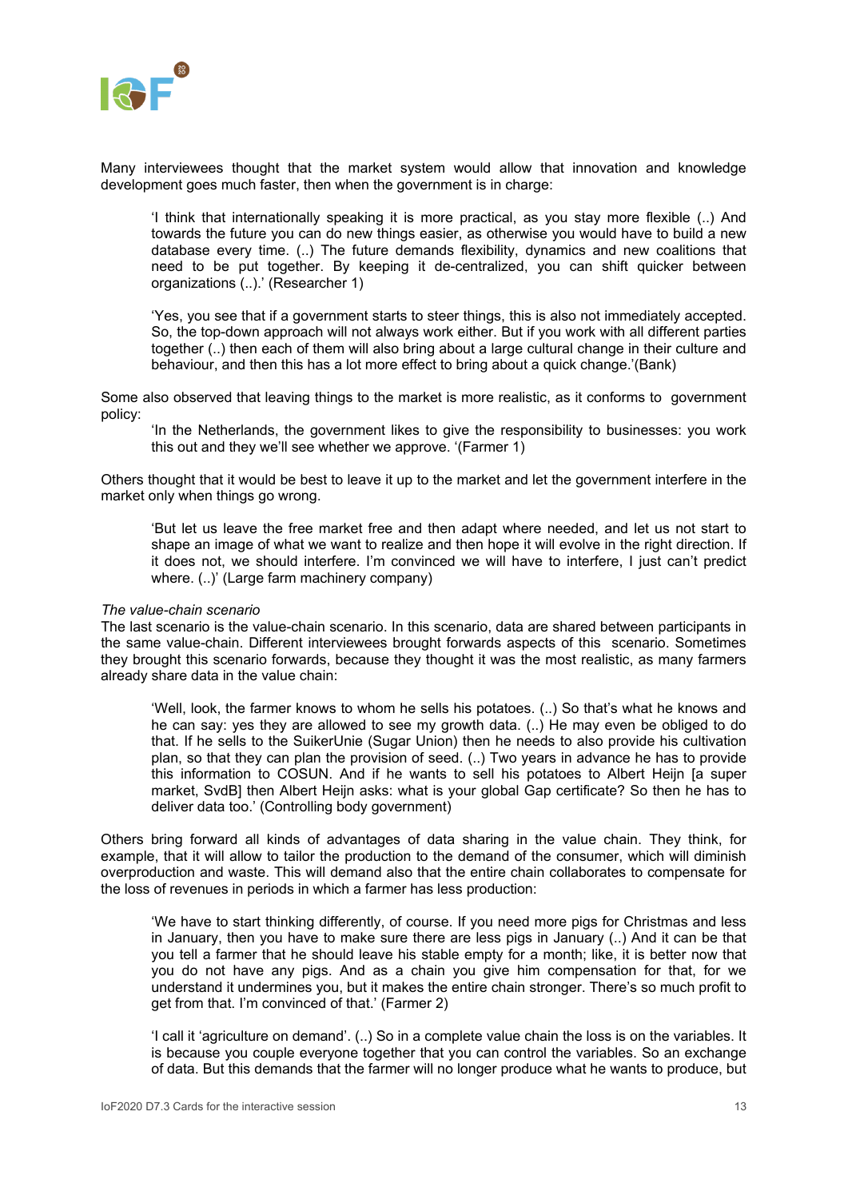Many interviewees thought that the market system would allow that innovation and knowledge development goes much faster, then when the government is in charge:

> 'I think that internationally speaking it is more practical, as you stay more flexible (..) And towards the future you can do new things easier, as otherwise you would have to build a new database every time. (..) The future demands flexibility, dynamics and new coalitions that need to be put together. By keeping it de-centralized, you can shift quicker between organizations (..).' (Researcher 1)

> 'Yes, you see that if a government starts to steer things, this is also not immediately accepted. So, the top-down approach will not always work either. But if you work with all different parties together (..) then each of them will also bring about a large cultural change in their culture and behaviour, and then this has a lot more effect to bring about a quick change.'(Bank)

Some also observed that leaving things to the market is more realistic, as it conforms to government policy:

> 'In the Netherlands, the government likes to give the responsibility to businesses: you work this out and they we'll see whether we approve. '(Farmer 1)

Others thought that it would be best to leave it up to the market and let the government interfere in the market only when things go wrong.

> 'But let us leave the free market free and then adapt where needed, and let us not start to shape an image of what we want to realize and then hope it will evolve in the right direction. If it does not, we should interfere. I'm convinced we will have to interfere, I just can't predict where. (..)' (Large farm machinery company)

*The value-chain scenario*

The last scenario is the value-chain scenario. In this scenario, data are shared between participants in the same value-chain. Different interviewees brought forwards aspects of this scenario. Sometimes they brought this scenario forwards, because they thought it was the most realistic, as many farmers already share data in the value chain:

> 'Well, look, the farmer knows to whom he sells his potatoes. (..) So that's what he knows and he can say: yes they are allowed to see my growth data. (..) He may even be obliged to do that. If he sells to the SuikerUnie (Sugar Union) then he needs to also provide his cultivation plan, so that they can plan the provision of seed. (..) Two years in advance he has to provide this information to COSUN. And if he wants to sell his potatoes to Albert Heijn [a super market, SvdB] then Albert Heijn asks: what is your global Gap certificate? So then he has to deliver data too.' (Controlling body government)

Others bring forward all kinds of advantages of data sharing in the value chain. They think, for example, that it will allow to tailor the production to the demand of the consumer, which will diminish overproduction and waste. This will demand also that the entire chain collaborates to compensate for the loss of revenues in periods in which a farmer has less production:

> 'We have to start thinking differently, of course. If you need more pigs for Christmas and less in January, then you have to make sure there are less pigs in January (..) And it can be that you tell a farmer that he should leave his stable empty for a month; like, it is better now that you do not have any pigs. And as a chain you give him compensation for that, for we understand it undermines you, but it makes the entire chain stronger. There's so much profit to get from that. I'm convinced of that.' (Farmer 2)

> 'I call it 'agriculture on demand'. (..) So in a complete value chain the loss is on the variables. It is because you couple everyone together that you can control the variables. So an exchange of data. But this demands that the farmer will no longer produce what he wants to produce, but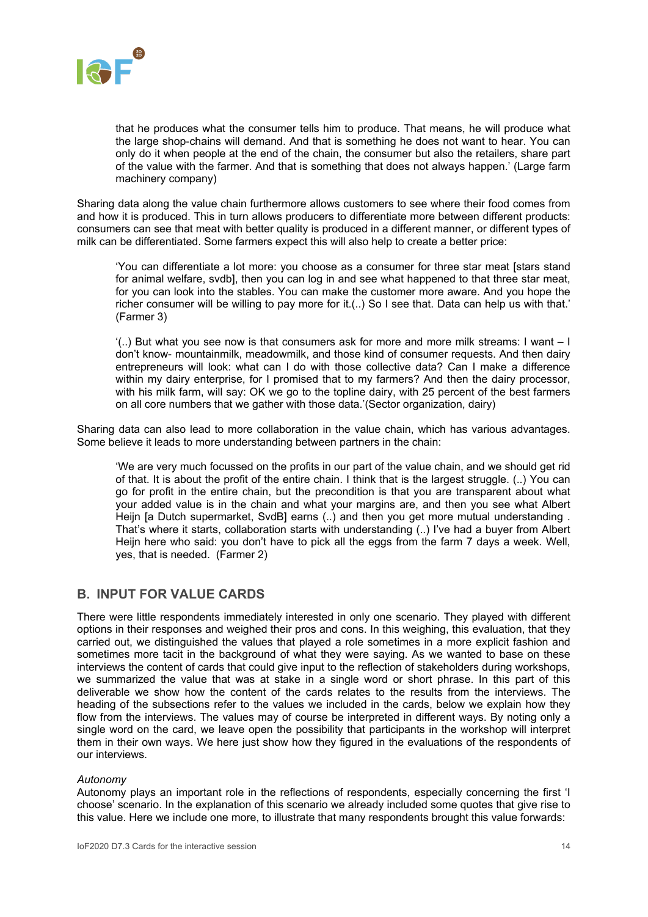> that he produces what the consumer tells him to produce. That means, he will produce what the large shop-chains will demand. And that is something he does not want to hear. You can only do it when people at the end of the chain, the consumer but also the retailers, share part of the value with the farmer. And that is something that does not always happen.' (Large farm machinery company)

Sharing data along the value chain furthermore allows customers to see where their food comes from and how it is produced. This in turn allows producers to differentiate more between different products: consumers can see that meat with better quality is produced in a different manner, or different types of milk can be differentiated. Some farmers expect this will also help to create a better price:

> 'You can differentiate a lot more: you choose as a consumer for three star meat [stars stand for animal welfare, svdb], then you can log in and see what happened to that three star meat, for you can look into the stables. You can make the customer more aware. And you hope the richer consumer will be willing to pay more for it.(..) So I see that. Data can help us with that.' (Farmer 3)

> '(..) But what you see now is that consumers ask for more and more milk streams: I want – I don't know- mountainmilk, meadowmilk, and those kind of consumer requests. And then dairy entrepreneurs will look: what can I do with those collective data? Can I make a difference within my dairy enterprise, for I promised that to my farmers? And then the dairy processor, with his milk farm, will say: OK we go to the topline dairy, with 25 percent of the best farmers on all core numbers that we gather with those data.'(Sector organization, dairy)

Sharing data can also lead to more collaboration in the value chain, which has various advantages. Some believe it leads to more understanding between partners in the chain:

> 'We are very much focussed on the profits in our part of the value chain, and we should get rid of that. It is about the profit of the entire chain. I think that is the largest struggle. (..) You can go for profit in the entire chain, but the precondition is that you are transparent about what your added value is in the chain and what your margins are, and then you see what Albert Heijn [a Dutch supermarket, SvdB] earns (..) and then you get more mutual understanding . That's where it starts, collaboration starts with understanding (..) I've had a buyer from Albert Heijn here who said: you don't have to pick all the eggs from the farm 7 days a week. Well, yes, that is needed. (Farmer 2)

## B. INPUT FOR VALUE CARDS

There were little respondents immediately interested in only one scenario. They played with different options in their responses and weighed their pros and cons. In this weighing, this evaluation, that they carried out, we distinguished the values that played a role sometimes in a more explicit fashion and sometimes more tacit in the background of what they were saying. As we wanted to base on these interviews the content of cards that could give input to the reflection of stakeholders during workshops, we summarized the value that was at stake in a single word or short phrase. In this part of this deliverable we show how the content of the cards relates to the results from the interviews. The heading of the subsections refer to the values we included in the cards, below we explain how they flow from the interviews. The values may of course be interpreted in different ways. By noting only a single word on the card, we leave open the possibility that participants in the workshop will interpret them in their own ways. We here just show how they figured in the evaluations of the respondents of our interviews.

*Autonomy*

Autonomy plays an important role in the reflections of respondents, especially concerning the first 'I choose' scenario. In the explanation of this scenario we already included some quotes that give rise to this value. Here we include one more, to illustrate that many respondents brought this value forwards: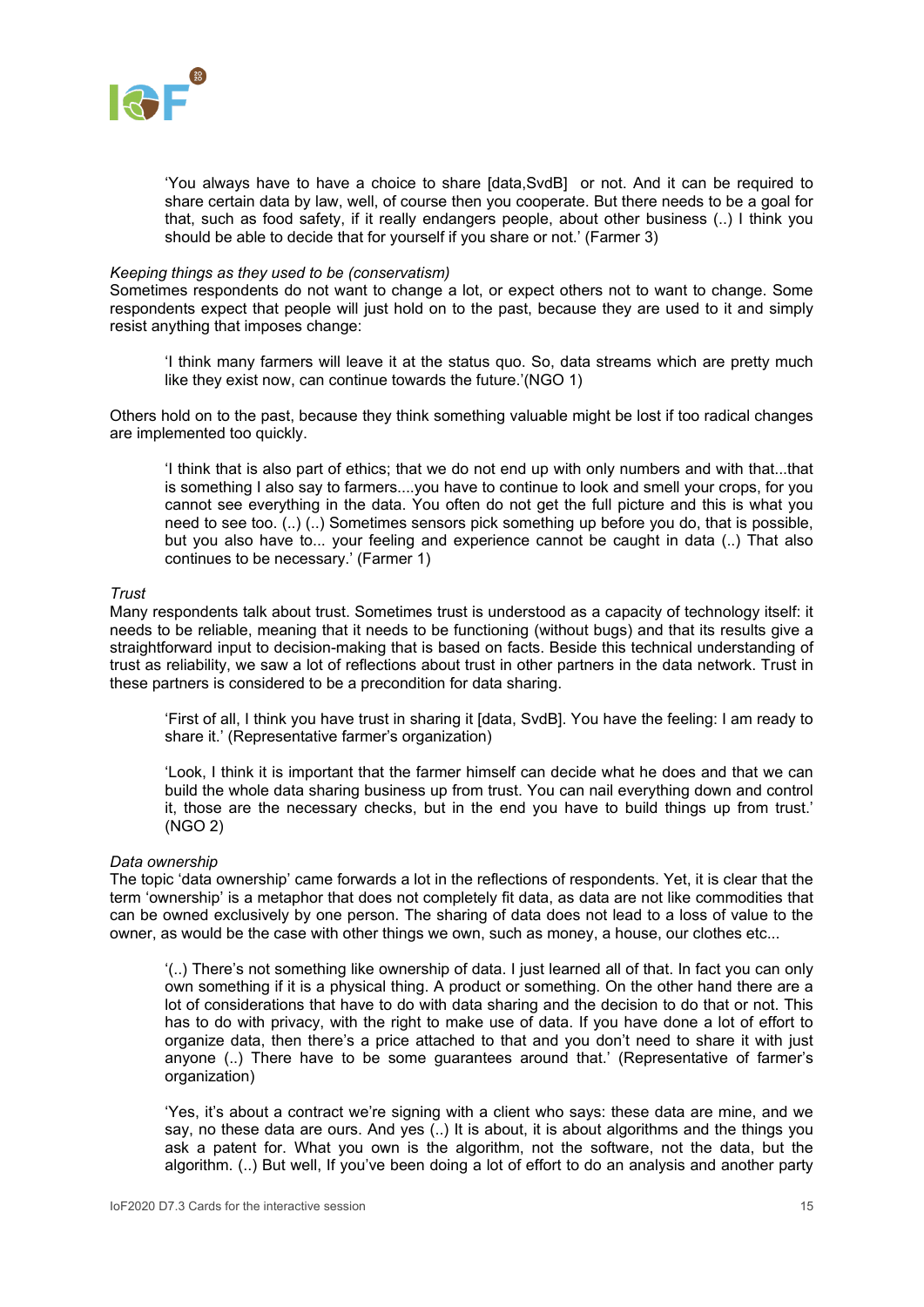> 'You always have to have a choice to share [data,SvdB] or not. And it can be required to share certain data by law, well, of course then you cooperate. But there needs to be a goal for that, such as food safety, if it really endangers people, about other business (..) I think you should be able to decide that for yourself if you share or not.' (Farmer 3)

*Keeping things as they used to be (conservatism)*

Sometimes respondents do not want to change a lot, or expect others not to want to change. Some respondents expect that people will just hold on to the past, because they are used to it and simply resist anything that imposes change:

> 'I think many farmers will leave it at the status quo. So, data streams which are pretty much like they exist now, can continue towards the future.'(NGO 1)

Others hold on to the past, because they think something valuable might be lost if too radical changes are implemented too quickly.

> 'I think that is also part of ethics; that we do not end up with only numbers and with that...that is something I also say to farmers....you have to continue to look and smell your crops, for you cannot see everything in the data. You often do not get the full picture and this is what you need to see too. (..) (..) Sometimes sensors pick something up before you do, that is possible, but you also have to... your feeling and experience cannot be caught in data (..) That also continues to be necessary.' (Farmer 1)

*Trust*

Many respondents talk about trust. Sometimes trust is understood as a capacity of technology itself: it needs to be reliable, meaning that it needs to be functioning (without bugs) and that its results give a straightforward input to decision-making that is based on facts. Beside this technical understanding of trust as reliability, we saw a lot of reflections about trust in other partners in the data network. Trust in these partners is considered to be a precondition for data sharing.

> 'First of all, I think you have trust in sharing it [data, SvdB]. You have the feeling: I am ready to share it.' (Representative farmer's organization)

> 'Look, I think it is important that the farmer himself can decide what he does and that we can build the whole data sharing business up from trust. You can nail everything down and control it, those are the necessary checks, but in the end you have to build things up from trust.' (NGO 2)

*Data ownership*

The topic 'data ownership' came forwards a lot in the reflections of respondents. Yet, it is clear that the term 'ownership' is a metaphor that does not completely fit data, as data are not like commodities that can be owned exclusively by one person. The sharing of data does not lead to a loss of value to the owner, as would be the case with other things we own, such as money, a house, our clothes etc...

> '(..) There's not something like ownership of data. I just learned all of that. In fact you can only own something if it is a physical thing. A product or something. On the other hand there are a lot of considerations that have to do with data sharing and the decision to do that or not. This has to do with privacy, with the right to make use of data. If you have done a lot of effort to organize data, then there's a price attached to that and you don't need to share it with just anyone (..) There have to be some guarantees around that.' (Representative of farmer's organization)

> 'Yes, it's about a contract we're signing with a client who says: these data are mine, and we say, no these data are ours. And yes (..) It is about, it is about algorithms and the things you ask a patent for. What you own is the algorithm, not the software, not the data, but the algorithm. (..) But well, If you've been doing a lot of effort to do an analysis and another party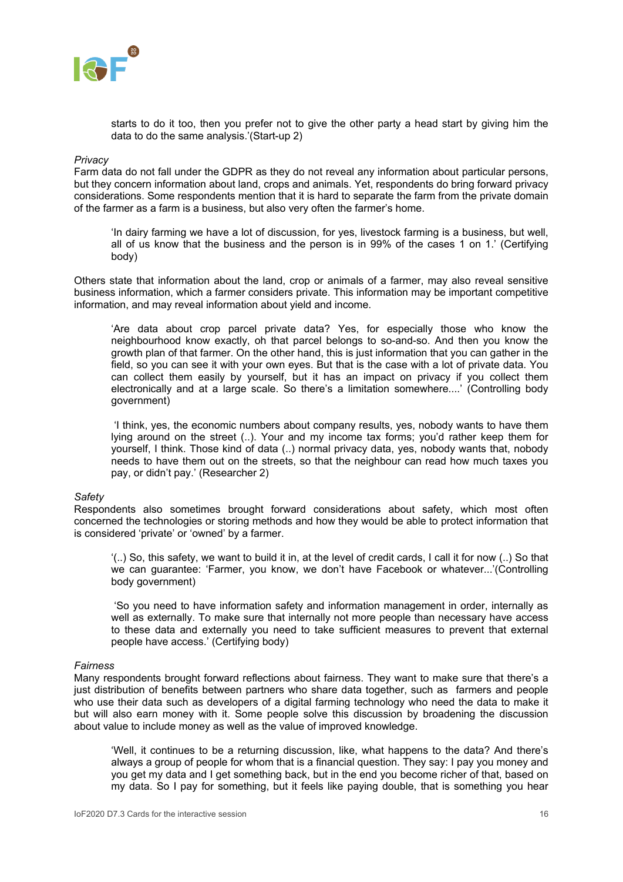starts to do it too, then you prefer not to give the other party a head start by giving him the data to do the same analysis.'(Start-up 2)

*Privacy*

Farm data do not fall under the GDPR as they do not reveal any information about particular persons, but they concern information about land, crops and animals. Yet, respondents do bring forward privacy considerations. Some respondents mention that it is hard to separate the farm from the private domain of the farmer as a farm is a business, but also very often the farmer's home.

> 'In dairy farming we have a lot of discussion, for yes, livestock farming is a business, but well, all of us know that the business and the person is in 99% of the cases 1 on 1.' (Certifying body)

Others state that information about the land, crop or animals of a farmer, may also reveal sensitive business information, which a farmer considers private. This information may be important competitive information, and may reveal information about yield and income.

> 'Are data about crop parcel private data? Yes, for especially those who know the neighbourhood know exactly, oh that parcel belongs to so-and-so. And then you know the growth plan of that farmer. On the other hand, this is just information that you can gather in the field, so you can see it with your own eyes. But that is the case with a lot of private data. You can collect them easily by yourself, but it has an impact on privacy if you collect them electronically and at a large scale. So there's a limitation somewhere....' (Controlling body government)

> 'I think, yes, the economic numbers about company results, yes, nobody wants to have them lying around on the street (..). Your and my income tax forms; you'd rather keep them for yourself, I think. Those kind of data (..) normal privacy data, yes, nobody wants that, nobody needs to have them out on the streets, so that the neighbour can read how much taxes you pay, or didn't pay.' (Researcher 2)

*Safety*

Respondents also sometimes brought forward considerations about safety, which most often concerned the technologies or storing methods and how they would be able to protect information that is considered 'private' or 'owned' by a farmer.

> '(..) So, this safety, we want to build it in, at the level of credit cards, I call it for now (..) So that we can guarantee: 'Farmer, you know, we don't have Facebook or whatever...'(Controlling body government)

> 'So you need to have information safety and information management in order, internally as well as externally. To make sure that internally not more people than necessary have access to these data and externally you need to take sufficient measures to prevent that external people have access.' (Certifying body)

*Fairness*

Many respondents brought forward reflections about fairness. They want to make sure that there's a just distribution of benefits between partners who share data together, such as farmers and people who use their data such as developers of a digital farming technology who need the data to make it but will also earn money with it. Some people solve this discussion by broadening the discussion about value to include money as well as the value of improved knowledge.

> 'Well, it continues to be a returning discussion, like, what happens to the data? And there's always a group of people for whom that is a financial question. They say: I pay you money and you get my data and I get something back, but in the end you become richer of that, based on my data. So I pay for something, but it feels like paying double, that is something you hear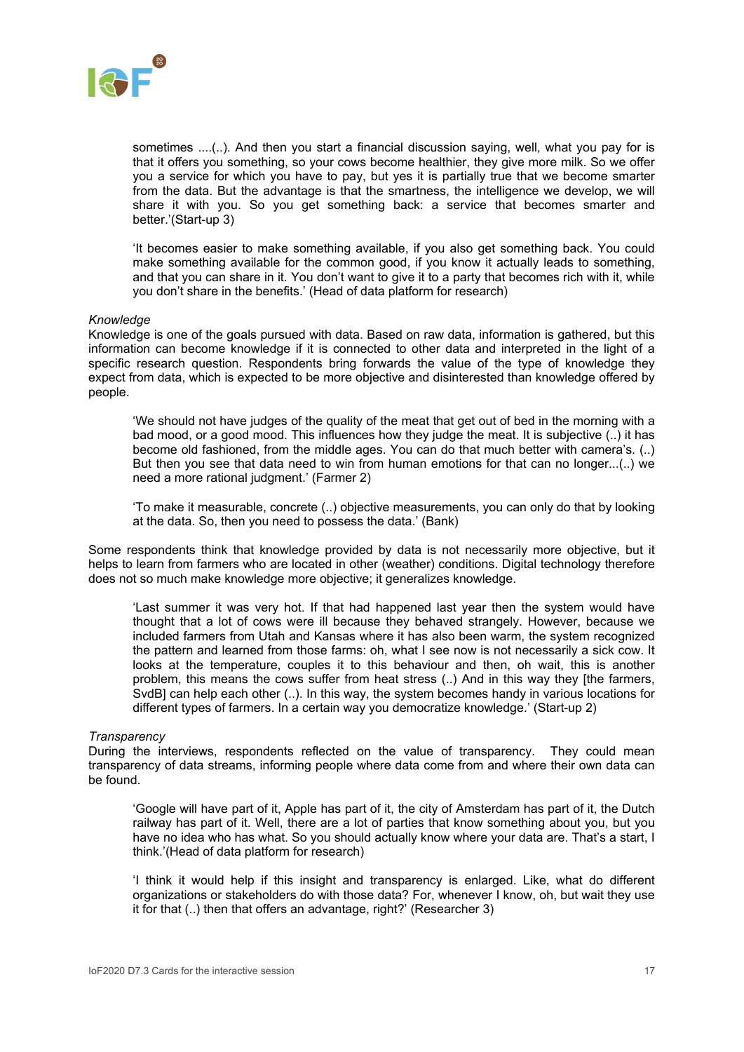> sometimes ....(..). And then you start a financial discussion saying, well, what you pay for is that it offers you something, so your cows become healthier, they give more milk. So we offer you a service for which you have to pay, but yes it is partially true that we become smarter from the data. But the advantage is that the smartness, the intelligence we develop, we will share it with you. So you get something back: a service that becomes smarter and better.'(Start-up 3)

> 'It becomes easier to make something available, if you also get something back. You could make something available for the common good, if you know it actually leads to something, and that you can share in it. You don't want to give it to a party that becomes rich with it, while you don't share in the benefits.' (Head of data platform for research)

*Knowledge*

Knowledge is one of the goals pursued with data. Based on raw data, information is gathered, but this information can become knowledge if it is connected to other data and interpreted in the light of a specific research question. Respondents bring forwards the value of the type of knowledge they expect from data, which is expected to be more objective and disinterested than knowledge offered by people.

> 'We should not have judges of the quality of the meat that get out of bed in the morning with a bad mood, or a good mood. This influences how they judge the meat. It is subjective (..) it has become old fashioned, from the middle ages. You can do that much better with camera's. (..) But then you see that data need to win from human emotions for that can no longer...(..) we need a more rational judgment.' (Farmer 2)

> 'To make it measurable, concrete (..) objective measurements, you can only do that by looking at the data. So, then you need to possess the data.' (Bank)

Some respondents think that knowledge provided by data is not necessarily more objective, but it helps to learn from farmers who are located in other (weather) conditions. Digital technology therefore does not so much make knowledge more objective; it generalizes knowledge.

> 'Last summer it was very hot. If that had happened last year then the system would have thought that a lot of cows were ill because they behaved strangely. However, because we included farmers from Utah and Kansas where it has also been warm, the system recognized the pattern and learned from those farms: oh, what I see now is not necessarily a sick cow. It looks at the temperature, couples it to this behaviour and then, oh wait, this is another problem, this means the cows suffer from heat stress (..) And in this way they [the farmers, SvdB] can help each other (..). In this way, the system becomes handy in various locations for different types of farmers. In a certain way you democratize knowledge.' (Start-up 2)

*Transparency*

During the interviews, respondents reflected on the value of transparency. They could mean transparency of data streams, informing people where data come from and where their own data can be found.

> 'Google will have part of it, Apple has part of it, the city of Amsterdam has part of it, the Dutch railway has part of it. Well, there are a lot of parties that know something about you, but you have no idea who has what. So you should actually know where your data are. That's a start, I think.'(Head of data platform for research)

> 'I think it would help if this insight and transparency is enlarged. Like, what do different organizations or stakeholders do with those data? For, whenever I know, oh, but wait they use it for that (..) then that offers an advantage, right?' (Researcher 3)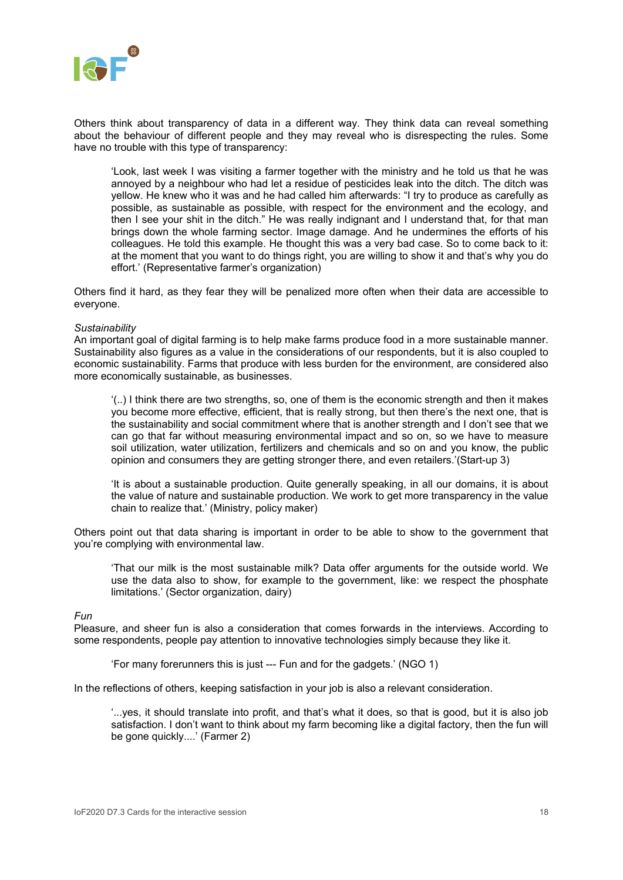Others think about transparency of data in a different way. They think data can reveal something about the behaviour of different people and they may reveal who is disrespecting the rules. Some have no trouble with this type of transparency:

> 'Look, last week I was visiting a farmer together with the ministry and he told us that he was annoyed by a neighbour who had let a residue of pesticides leak into the ditch. The ditch was yellow. He knew who it was and he had called him afterwards: "I try to produce as carefully as possible, as sustainable as possible, with respect for the environment and the ecology, and then I see your shit in the ditch." He was really indignant and I understand that, for that man brings down the whole farming sector. Image damage. And he undermines the efforts of his colleagues. He told this example. He thought this was a very bad case. So to come back to it: at the moment that you want to do things right, you are willing to show it and that's why you do effort.' (Representative farmer's organization)

Others find it hard, as they fear they will be penalized more often when their data are accessible to everyone.

*Sustainability*

An important goal of digital farming is to help make farms produce food in a more sustainable manner. Sustainability also figures as a value in the considerations of our respondents, but it is also coupled to economic sustainability. Farms that produce with less burden for the environment, are considered also more economically sustainable, as businesses.

> '(..) I think there are two strengths, so, one of them is the economic strength and then it makes you become more effective, efficient, that is really strong, but then there's the next one, that is the sustainability and social commitment where that is another strength and I don't see that we can go that far without measuring environmental impact and so on, so we have to measure soil utilization, water utilization, fertilizers and chemicals and so on and you know, the public opinion and consumers they are getting stronger there, and even retailers.'(Start-up 3)

> 'It is about a sustainable production. Quite generally speaking, in all our domains, it is about the value of nature and sustainable production. We work to get more transparency in the value chain to realize that.' (Ministry, policy maker)

Others point out that data sharing is important in order to be able to show to the government that you're complying with environmental law.

> 'That our milk is the most sustainable milk? Data offer arguments for the outside world. We use the data also to show, for example to the government, like: we respect the phosphate limitations.' (Sector organization, dairy)

*Fun*

Pleasure, and sheer fun is also a consideration that comes forwards in the interviews. According to some respondents, people pay attention to innovative technologies simply because they like it.

> 'For many forerunners this is just --- Fun and for the gadgets.' (NGO 1)

In the reflections of others, keeping satisfaction in your job is also a relevant consideration.

> '...yes, it should translate into profit, and that's what it does, so that is good, but it is also job satisfaction. I don't want to think about my farm becoming like a digital factory, then the fun will be gone quickly....' (Farmer 2)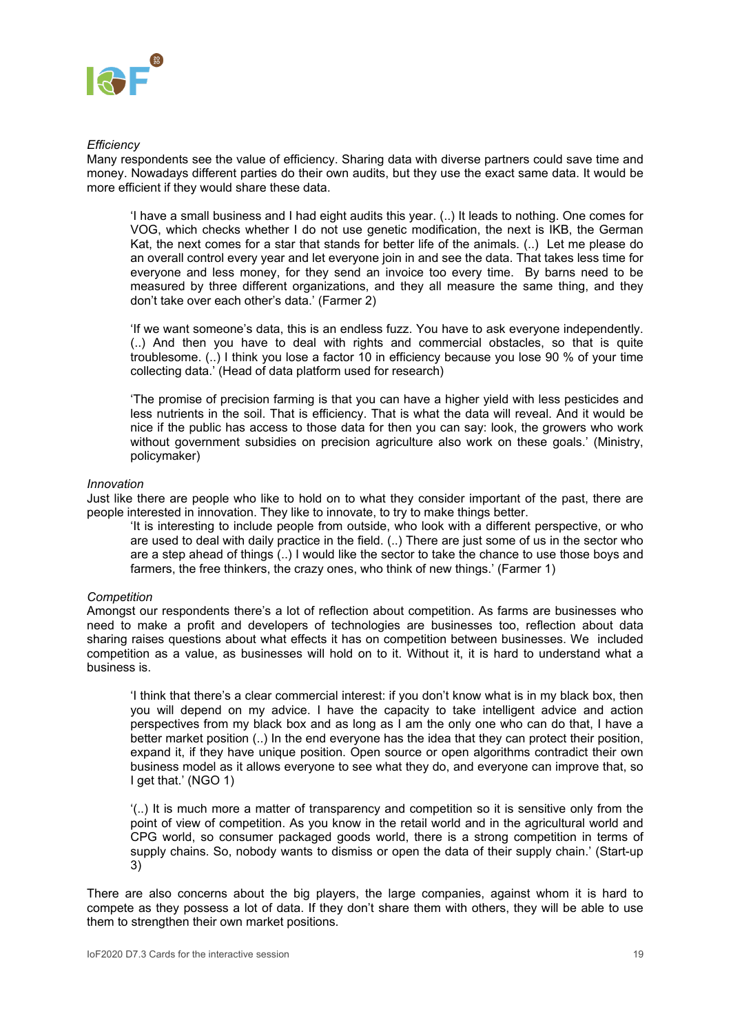*Efficiency*

Many respondents see the value of efficiency. Sharing data with diverse partners could save time and money. Nowadays different parties do their own audits, but they use the exact same data. It would be more efficient if they would share these data.

> 'I have a small business and I had eight audits this year. (..) It leads to nothing. One comes for VOG, which checks whether I do not use genetic modification, the next is IKB, the German Kat, the next comes for a star that stands for better life of the animals. (..) Let me please do an overall control every year and let everyone join in and see the data. That takes less time for everyone and less money, for they send an invoice too every time. By barns need to be measured by three different organizations, and they measure the same thing, and they don't take over each other's data.' (Farmer 2)

> 'If we want someone's data, this is an endless fuzz. You have to ask everyone independently. (..) And then you have to deal with rights and commercial obstacles, so that is quite troublesome. (..) I think you lose a factor 10 in efficiency because you lose 90 % of your time collecting data.' (Head of data platform used for research)

> 'The promise of precision farming is that you can have a higher yield with less pesticides and less nutrients in the soil. That is efficiency. That is what the data will reveal. And it would be nice if the public has access to those data for then you can say: look, the growers who work without government subsidies on precision agriculture also work on these goals.' (Ministry, policymaker)

*Innovation*

Just like there are people who like to hold on to what they consider important of the past, there are people interested in innovation. They like to innovate, to try to make things better.

> 'It is interesting to include people from outside, who look with a different perspective, or who are used to deal with daily practice in the field. (..) There are just some of us in the sector who are a step ahead of things (..) I would like the sector to take the chance to use those boys and farmers, the free thinkers, the crazy ones, who think of new things.' (Farmer 1)

*Competition*

Amongst our respondents there's a lot of reflection about competition. As farms are businesses who need to make a profit and developers of technologies are businesses too, reflection about data sharing raises questions about what effects it has on competition between businesses. We included competition as a value, as businesses will hold on to it. Without it, it is hard to understand what a business is.

> 'I think that there's a clear commercial interest: if you don't know what is in my black box, then you will depend on my advice. I have the capacity to take intelligent advice and action perspectives from my black box and as long as I am the only one who can do that, I have a better market position (..) In the end everyone has the idea that they can protect their position, expand it, if they have unique position. Open source or open algorithms contradict their own business model as it allows everyone to see what they do, and everyone can improve that, so I get that.' (NGO 1)

> '(..) It is much more a matter of transparency and competition so it is sensitive only from the point of view of competition. As you know in the retail world and in the agricultural world and CPG world, so consumer packaged goods world, there is a strong competition in terms of supply chains. So, nobody wants to dismiss or open the data of their supply chain.' (Start-up 3)

There are also concerns about the big players, the large companies, against whom it is hard to compete as they possess a lot of data. If they don't share them with others, they will be able to use them to strengthen their own market positions.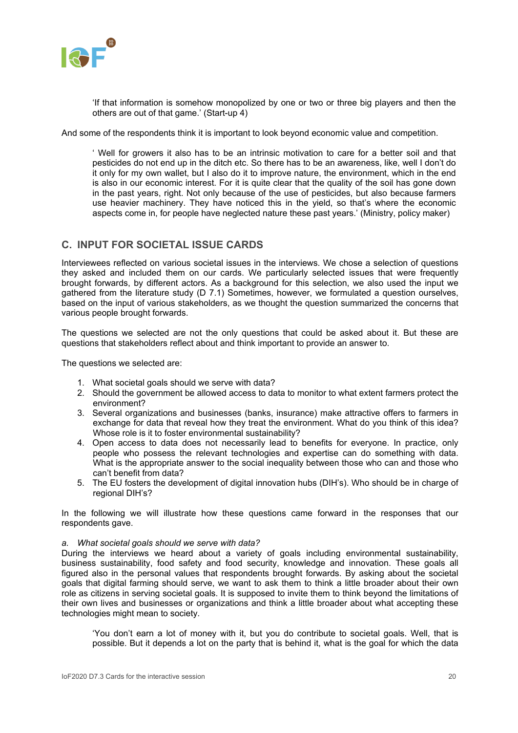> ‘If that information is somehow monopolized by one or two or three big players and then the others are out of that game.’ (Start-up 4)

And some of the respondents think it is important to look beyond economic value and competition.

> ‘ Well for growers it also has to be an intrinsic motivation to care for a better soil and that pesticides do not end up in the ditch etc. So there has to be an awareness, like, well I don’t do it only for my own wallet, but I also do it to improve nature, the environment, which in the end is also in our economic interest. For it is quite clear that the quality of the soil has gone down in the past years, right. Not only because of the use of pesticides, but also because farmers use heavier machinery. They have noticed this in the yield, so that’s where the economic aspects come in, for people have neglected nature these past years.’ (Ministry, policy maker)

## C. INPUT FOR SOCIETAL ISSUE CARDS

Interviewees reflected on various societal issues in the interviews. We chose a selection of questions they asked and included them on our cards. We particularly selected issues that were frequently brought forwards, by different actors. As a background for this selection, we also used the input we gathered from the literature study (D 7.1) Sometimes, however, we formulated a question ourselves, based on the input of various stakeholders, as we thought the question summarized the concerns that various people brought forwards.

The questions we selected are not the only questions that could be asked about it. But these are questions that stakeholders reflect about and think important to provide an answer to.

The questions we selected are:

1. What societal goals should we serve with data?
2. Should the government be allowed access to data to monitor to what extent farmers protect the environment?
3. Several organizations and businesses (banks, insurance) make attractive offers to farmers in exchange for data that reveal how they treat the environment. What do you think of this idea? Whose role is it to foster environmental sustainability?
4. Open access to data does not necessarily lead to benefits for everyone. In practice, only people who possess the relevant technologies and expertise can do something with data. What is the appropriate answer to the social inequality between those who can and those who can’t benefit from data?
5. The EU fosters the development of digital innovation hubs (DIH’s). Who should be in charge of regional DIH’s?

In the following we will illustrate how these questions came forward in the responses that our respondents gave.

*a. What societal goals should we serve with data?*

During the interviews we heard about a variety of goals including environmental sustainability, business sustainability, food safety and food security, knowledge and innovation. These goals all figured also in the personal values that respondents brought forwards. By asking about the societal goals that digital farming should serve, we want to ask them to think a little broader about their own role as citizens in serving societal goals. It is supposed to invite them to think beyond the limitations of their own lives and businesses or organizations and think a little broader about what accepting these technologies might mean to society.

> ‘You don’t earn a lot of money with it, but you do contribute to societal goals. Well, that is possible. But it depends a lot on the party that is behind it, what is the goal for which the data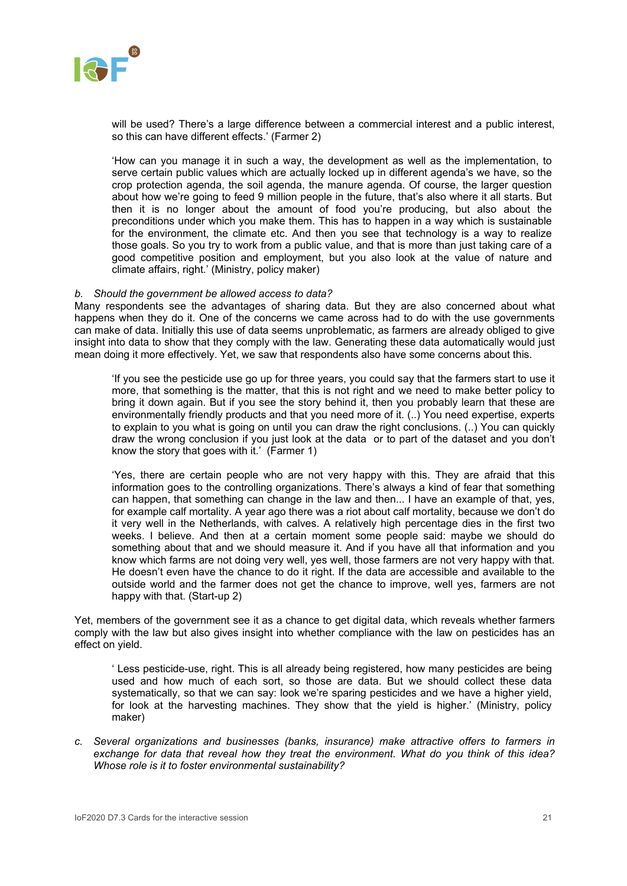will be used? There's a large difference between a commercial interest and a public interest, so this can have different effects.' (Farmer 2)

> 'How can you manage it in such a way, the development as well as the implementation, to serve certain public values which are actually locked up in different agenda's we have, so the crop protection agenda, the soil agenda, the manure agenda. Of course, the larger question about how we're going to feed 9 million people in the future, that's also where it all starts. But then it is no longer about the amount of food you're producing, but also about the preconditions under which you make them. This has to happen in a way which is sustainable for the environment, the climate etc. And then you see that technology is a way to realize those goals. So you try to work from a public value, and that is more than just taking care of a good competitive position and employment, but you also look at the value of nature and climate affairs, right.' (Ministry, policy maker)

*b. Should the government be allowed access to data?*

Many respondents see the advantages of sharing data. But they are also concerned about what happens when they do it. One of the concerns we came across had to do with the use governments can make of data. Initially this use of data seems unproblematic, as farmers are already obliged to give insight into data to show that they comply with the law. Generating these data automatically would just mean doing it more effectively. Yet, we saw that respondents also have some concerns about this.

> 'If you see the pesticide use go up for three years, you could say that the farmers start to use it more, that something is the matter, that this is not right and we need to make better policy to bring it down again. But if you see the story behind it, then you probably learn that these are environmentally friendly products and that you need more of it. (..) You need expertise, experts to explain to you what is going on until you can draw the right conclusions. (..) You can quickly draw the wrong conclusion if you just look at the data or to part of the dataset and you don't know the story that goes with it.' (Farmer 1)

> 'Yes, there are certain people who are not very happy with this. They are afraid that this information goes to the controlling organizations. There's always a kind of fear that something can happen, that something can change in the law and then... I have an example of that, yes, for example calf mortality. A year ago there was a riot about calf mortality, because we don't do it very well in the Netherlands, with calves. A relatively high percentage dies in the first two weeks. I believe. And then at a certain moment some people said: maybe we should do something about that and we should measure it. And if you have all that information and you know which farms are not doing very well, yes well, those farmers are not very happy with that. He doesn't even have the chance to do it right. If the data are accessible and available to the outside world and the farmer does not get the chance to improve, well yes, farmers are not happy with that. (Start-up 2)

Yet, members of the government see it as a chance to get digital data, which reveals whether farmers comply with the law but also gives insight into whether compliance with the law on pesticides has an effect on yield.

> ' Less pesticide-use, right. This is all already being registered, how many pesticides are being used and how much of each sort, so those are data. But we should collect these data systematically, so that we can say: look we're sparing pesticides and we have a higher yield, for look at the harvesting machines. They show that the yield is higher.' (Ministry, policy maker)

*c. Several organizations and businesses (banks, insurance) make attractive offers to farmers in exchange for data that reveal how they treat the environment. What do you think of this idea? Whose role is it to foster environmental sustainability?*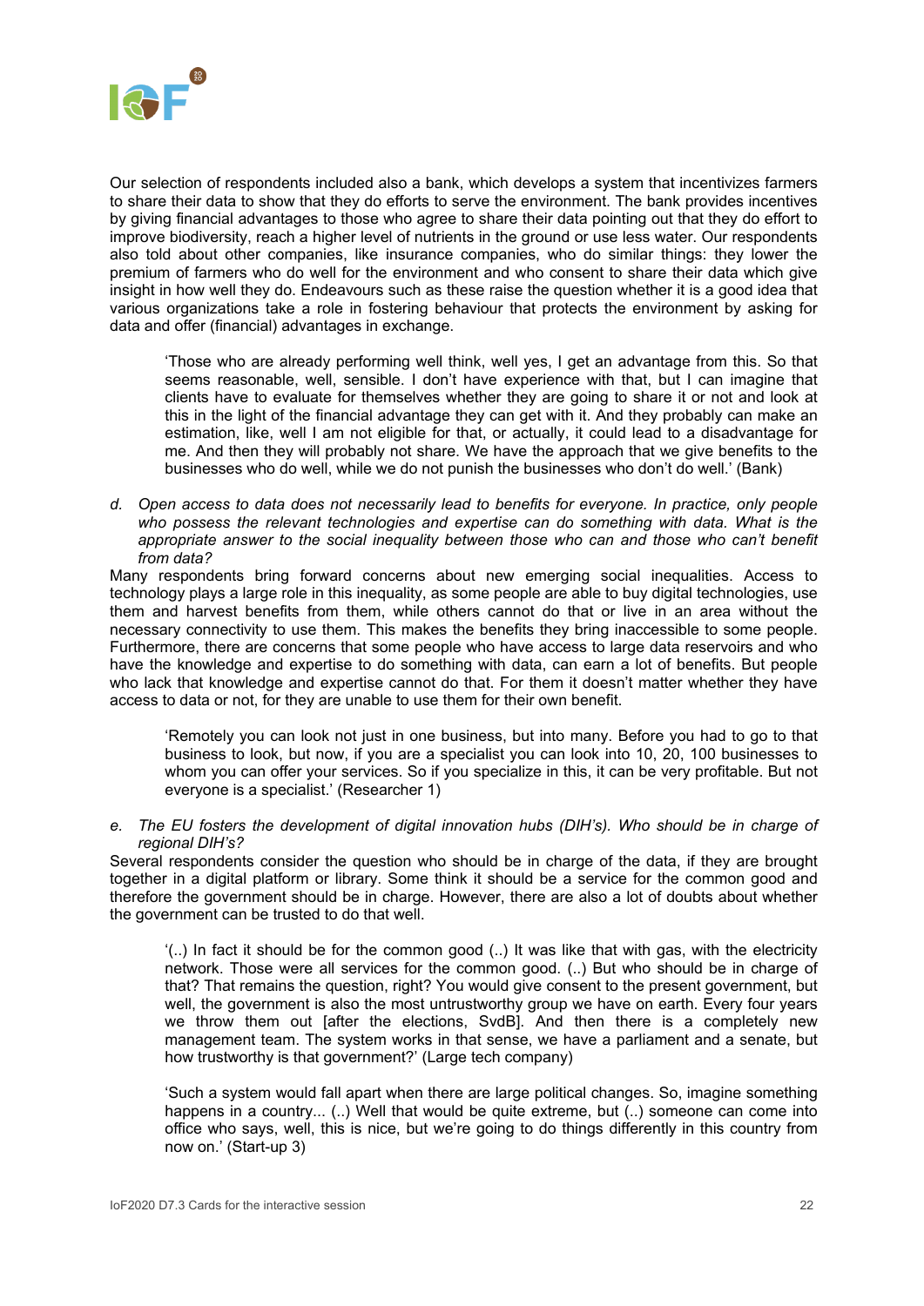Our selection of respondents included also a bank, which develops a system that incentivizes farmers to share their data to show that they do efforts to serve the environment. The bank provides incentives by giving financial advantages to those who agree to share their data pointing out that they do effort to improve biodiversity, reach a higher level of nutrients in the ground or use less water. Our respondents also told about other companies, like insurance companies, who do similar things: they lower the premium of farmers who do well for the environment and who consent to share their data which give insight in how well they do. Endeavours such as these raise the question whether it is a good idea that various organizations take a role in fostering behaviour that protects the environment by asking for data and offer (financial) advantages in exchange.

> 'Those who are already performing well think, well yes, I get an advantage from this. So that seems reasonable, well, sensible. I don't have experience with that, but I can imagine that clients have to evaluate for themselves whether they are going to share it or not and look at this in the light of the financial advantage they can get with it. And they probably can make an estimation, like, well I am not eligible for that, or actually, it could lead to a disadvantage for me. And then they will probably not share. We have the approach that we give benefits to the businesses who do well, while we do not punish the businesses who don't do well.' (Bank)

d. *Open access to data does not necessarily lead to benefits for everyone. In practice, only people who possess the relevant technologies and expertise can do something with data. What is the appropriate answer to the social inequality between those who can and those who can't benefit from data?*

Many respondents bring forward concerns about new emerging social inequalities. Access to technology plays a large role in this inequality, as some people are able to buy digital technologies, use them and harvest benefits from them, while others cannot do that or live in an area without the necessary connectivity to use them. This makes the benefits they bring inaccessible to some people. Furthermore, there are concerns that some people who have access to large data reservoirs and who have the knowledge and expertise to do something with data, can earn a lot of benefits. But people who lack that knowledge and expertise cannot do that. For them it doesn't matter whether they have access to data or not, for they are unable to use them for their own benefit.

> 'Remotely you can look not just in one business, but into many. Before you had to go to that business to look, but now, if you are a specialist you can look into 10, 20, 100 businesses to whom you can offer your services. So if you specialize in this, it can be very profitable. But not everyone is a specialist.' (Researcher 1)

e. *The EU fosters the development of digital innovation hubs (DIH's). Who should be in charge of regional DIH's?*

Several respondents consider the question who should be in charge of the data, if they are brought together in a digital platform or library. Some think it should be a service for the common good and therefore the government should be in charge. However, there are also a lot of doubts about whether the government can be trusted to do that well.

> '(..) In fact it should be for the common good (..) It was like that with gas, with the electricity network. Those were all services for the common good. (..) But who should be in charge of that? That remains the question, right? You would give consent to the present government, but well, the government is also the most untrustworthy group we have on earth. Every four years we throw them out [after the elections, SvdB]. And then there is a completely new management team. The system works in that sense, we have a parliament and a senate, but how trustworthy is that government?' (Large tech company)

> 'Such a system would fall apart when there are large political changes. So, imagine something happens in a country... (..) Well that would be quite extreme, but (..) someone can come into office who says, well, this is nice, but we're going to do things differently in this country from now on.' (Start-up 3)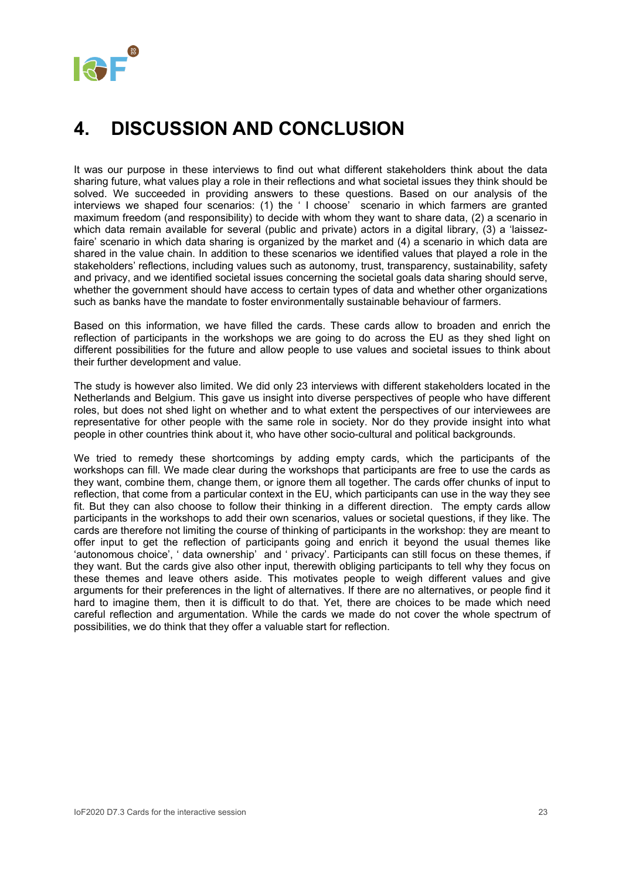# 4. DISCUSSION AND CONCLUSION

It was our purpose in these interviews to find out what different stakeholders think about the data sharing future, what values play a role in their reflections and what societal issues they think should be solved. We succeeded in providing answers to these questions. Based on our analysis of the interviews we shaped four scenarios: (1) the ' I choose' scenario in which farmers are granted maximum freedom (and responsibility) to decide with whom they want to share data, (2) a scenario in which data remain available for several (public and private) actors in a digital library, (3) a 'laissez-faire' scenario in which data sharing is organized by the market and (4) a scenario in which data are shared in the value chain. In addition to these scenarios we identified values that played a role in the stakeholders' reflections, including values such as autonomy, trust, transparency, sustainability, safety and privacy, and we identified societal issues concerning the societal goals data sharing should serve, whether the government should have access to certain types of data and whether other organizations such as banks have the mandate to foster environmentally sustainable behaviour of farmers.

Based on this information, we have filled the cards. These cards allow to broaden and enrich the reflection of participants in the workshops we are going to do across the EU as they shed light on different possibilities for the future and allow people to use values and societal issues to think about their further development and value.

The study is however also limited. We did only 23 interviews with different stakeholders located in the Netherlands and Belgium. This gave us insight into diverse perspectives of people who have different roles, but does not shed light on whether and to what extent the perspectives of our interviewees are representative for other people with the same role in society. Nor do they provide insight into what people in other countries think about it, who have other socio-cultural and political backgrounds.

We tried to remedy these shortcomings by adding empty cards, which the participants of the workshops can fill. We made clear during the workshops that participants are free to use the cards as they want, combine them, change them, or ignore them all together. The cards offer chunks of input to reflection, that come from a particular context in the EU, which participants can use in the way they see fit. But they can also choose to follow their thinking in a different direction. The empty cards allow participants in the workshops to add their own scenarios, values or societal questions, if they like. The cards are therefore not limiting the course of thinking of participants in the workshop: they are meant to offer input to get the reflection of participants going and enrich it beyond the usual themes like 'autonomous choice', ' data ownership' and ' privacy'. Participants can still focus on these themes, if they want. But the cards give also other input, therewith obliging participants to tell why they focus on these themes and leave others aside. This motivates people to weigh different values and give arguments for their preferences in the light of alternatives. If there are no alternatives, or people find it hard to imagine them, then it is difficult to do that. Yet, there are choices to be made which need careful reflection and argumentation. While the cards we made do not cover the whole spectrum of possibilities, we do think that they offer a valuable start for reflection.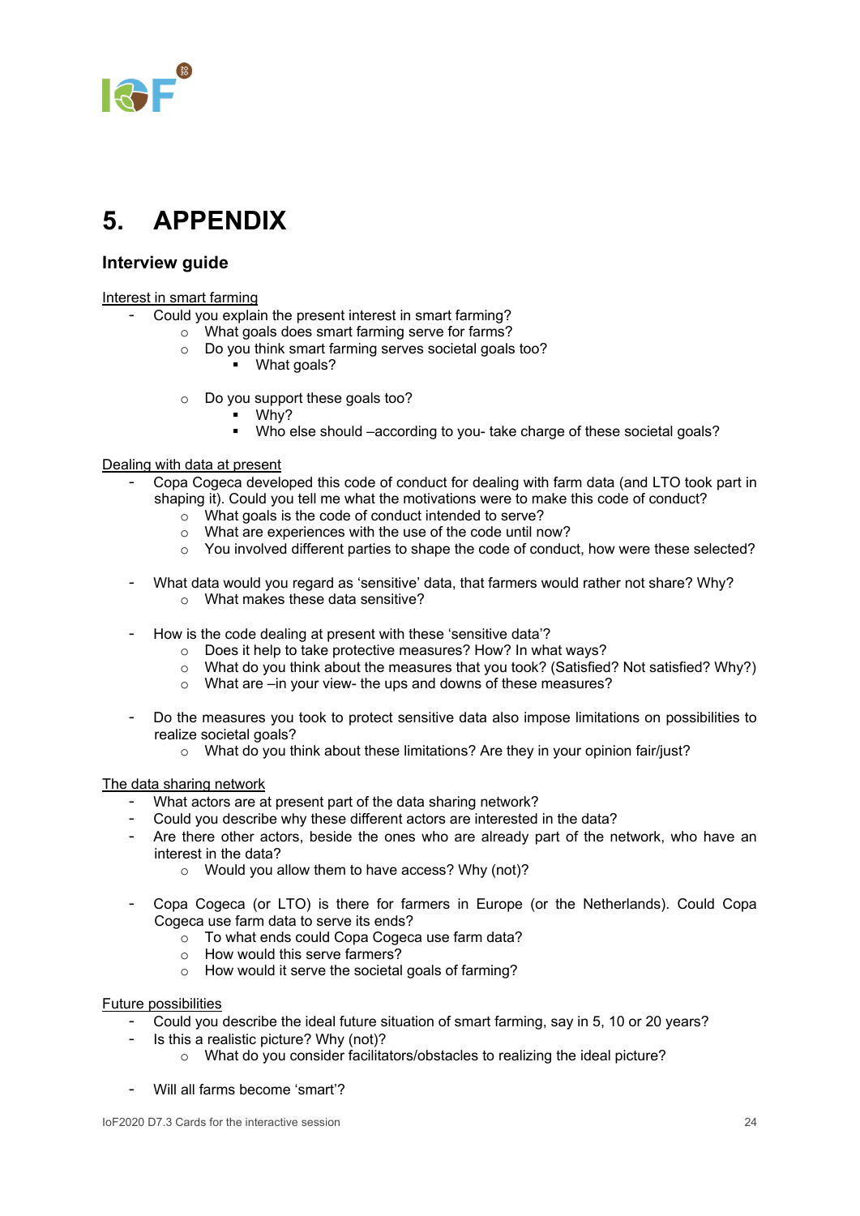# 5. APPENDIX

## Interview guide

Interest in smart farming

- Could you explain the present interest in smart farming?
  - What goals does smart farming serve for farms?
  - Do you think smart farming serves societal goals too?
    - What goals?
  - Do you support these goals too?
    - Why?
    - Who else should –according to you- take charge of these societal goals?

Dealing with data at present

- Copa Cogeca developed this code of conduct for dealing with farm data (and LTO took part in shaping it). Could you tell me what the motivations were to make this code of conduct?
  - What goals is the code of conduct intended to serve?
  - What are experiences with the use of the code until now?
  - You involved different parties to shape the code of conduct, how were these selected?
- What data would you regard as 'sensitive' data, that farmers would rather not share? Why?
  - What makes these data sensitive?
- How is the code dealing at present with these 'sensitive data'?
  - Does it help to take protective measures? How? In what ways?
  - What do you think about the measures that you took? (Satisfied? Not satisfied? Why?)
  - What are –in your view- the ups and downs of these measures?
- Do the measures you took to protect sensitive data also impose limitations on possibilities to realize societal goals?
  - What do you think about these limitations? Are they in your opinion fair/just?

The data sharing network

- What actors are at present part of the data sharing network?
- Could you describe why these different actors are interested in the data?
- Are there other actors, beside the ones who are already part of the network, who have an interest in the data?
  - Would you allow them to have access? Why (not)?
- Copa Cogeca (or LTO) is there for farmers in Europe (or the Netherlands). Could Copa Cogeca use farm data to serve its ends?
  - To what ends could Copa Cogeca use farm data?
  - How would this serve farmers?
  - How would it serve the societal goals of farming?

Future possibilities

- Could you describe the ideal future situation of smart farming, say in 5, 10 or 20 years?
- Is this a realistic picture? Why (not)?
  - What do you consider facilitators/obstacles to realizing the ideal picture?
- Will all farms become 'smart'?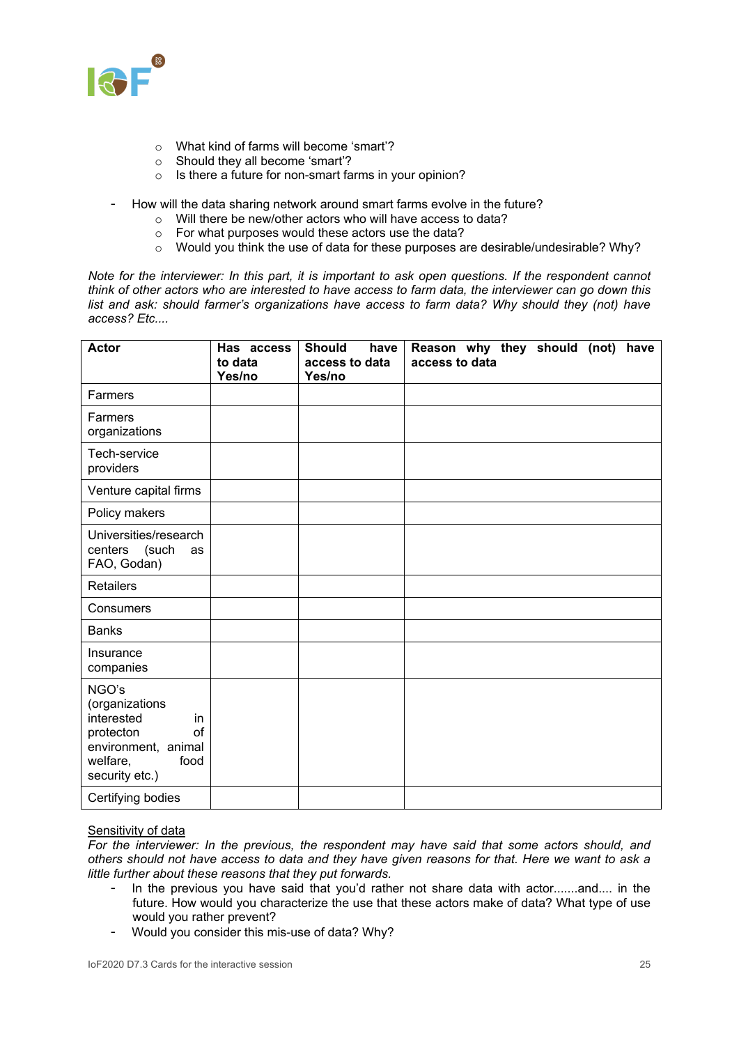- What kind of farms will become 'smart'?
    - Should they all become 'smart'?
    - Is there a future for non-smart farms in your opinion?

- How will the data sharing network around smart farms evolve in the future?
    - Will there be new/other actors who will have access to data?
    - For what purposes would these actors use the data?
    - Would you think the use of data for these purposes are desirable/undesirable? Why?

*Note for the interviewer: In this part, it is important to ask open questions. If the respondent cannot think of other actors who are interested to have access to farm data, the interviewer can go down this list and ask: should farmer's organizations have access to farm data? Why should they (not) have access? Etc....*

| **Actor** | **Has access to data Yes/no** | **Should have access to data Yes/no** | **Reason why they should (not) have access to data** |
|---|---|---|---|
| Farmers | | | |
| Farmers organizations | | | |
| Tech-service providers | | | |
| Venture capital firms | | | |
| Policy makers | | | |
| Universities/research centers (such as FAO, Godan) | | | |
| Retailers | | | |
| Consumers | | | |
| Banks | | | |
| Insurance companies | | | |
| NGO's (organizations interested in protecton of environment, animal welfare, food security etc.) | | | |
| Certifying bodies | | | |

Sensitivity of data

*For the interviewer: In the previous, the respondent may have said that some actors should, and others should not have access to data and they have given reasons for that. Here we want to ask a little further about these reasons that they put forwards.*

- In the previous you have said that you'd rather not share data with actor.......and.... in the future. How would you characterize the use that these actors make of data? What type of use would you rather prevent?
- Would you consider this mis-use of data? Why?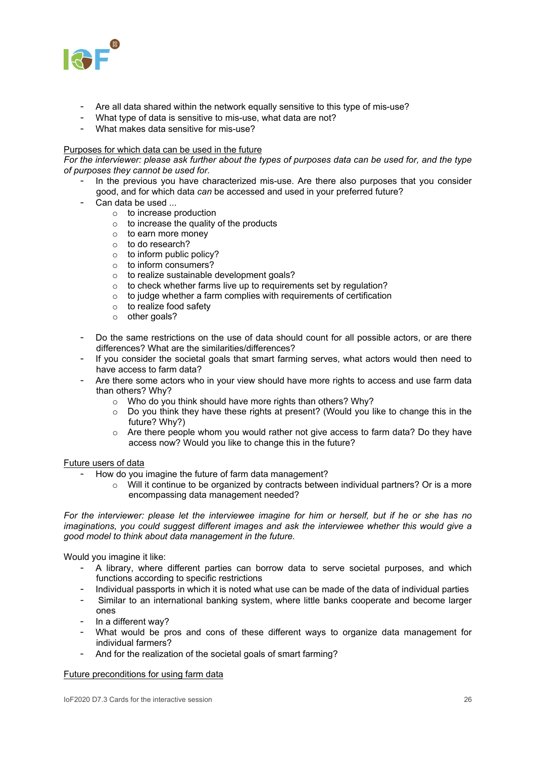- Are all data shared within the network equally sensitive to this type of mis-use?
- What type of data is sensitive to mis-use, what data are not?
- What makes data sensitive for mis-use?

<u>Purposes for which data can be used in the future</u>

*For the interviewer: please ask further about the types of purposes data can be used for, and the type of purposes they cannot be used for.*

- In the previous you have characterized mis-use. Are there also purposes that you consider good, and for which data *can* be accessed and used in your preferred future?
- Can data be used ...
    - to increase production
    - to increase the quality of the products
    - to earn more money
    - to do research?
    - to inform public policy?
    - to inform consumers?
    - to realize sustainable development goals?
    - to check whether farms live up to requirements set by regulation?
    - to judge whether a farm complies with requirements of certification
    - to realize food safety
    - other goals?

- Do the same restrictions on the use of data should count for all possible actors, or are there differences? What are the similarities/differences?
- If you consider the societal goals that smart farming serves, what actors would then need to have access to farm data?
- Are there some actors who in your view should have more rights to access and use farm data than others? Why?
    - Who do you think should have more rights than others? Why?
    - Do you think they have these rights at present? (Would you like to change this in the future? Why?)
    - Are there people whom you would rather not give access to farm data? Do they have access now? Would you like to change this in the future?

<u>Future users of data</u>

- How do you imagine the future of farm data management?
    - Will it continue to be organized by contracts between individual partners? Or is a more encompassing data management needed?

*For the interviewer: please let the interviewee imagine for him or herself, but if he or she has no imaginations, you could suggest different images and ask the interviewee whether this would give a good model to think about data management in the future.*

Would you imagine it like:

- A library, where different parties can borrow data to serve societal purposes, and which functions according to specific restrictions
- Individual passports in which it is noted what use can be made of the data of individual parties
- Similar to an international banking system, where little banks cooperate and become larger ones
- In a different way?
- What would be pros and cons of these different ways to organize data management for individual farmers?
- And for the realization of the societal goals of smart farming?

<u>Future preconditions for using farm data</u>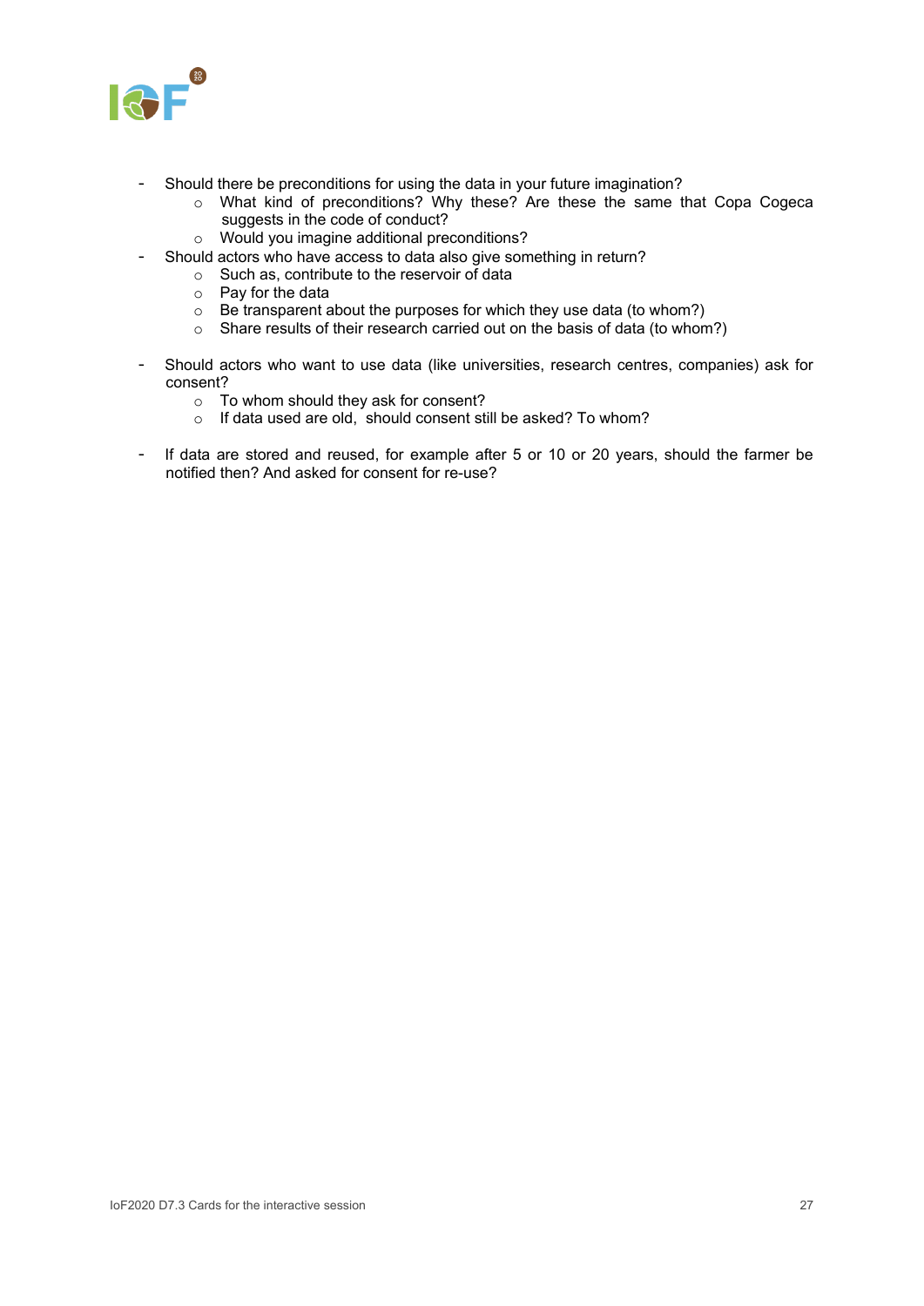- Should there be preconditions for using the data in your future imagination?
    - What kind of preconditions? Why these? Are these the same that Copa Cogeca suggests in the code of conduct?
    - Would you imagine additional preconditions?
- Should actors who have access to data also give something in return?
    - Such as, contribute to the reservoir of data
    - Pay for the data
    - Be transparent about the purposes for which they use data (to whom?)
    - Share results of their research carried out on the basis of data (to whom?)

- Should actors who want to use data (like universities, research centres, companies) ask for consent?
    - To whom should they ask for consent?
    - If data used are old, should consent still be asked? To whom?

- If data are stored and reused, for example after 5 or 10 or 20 years, should the farmer be notified then? And asked for consent for re-use?